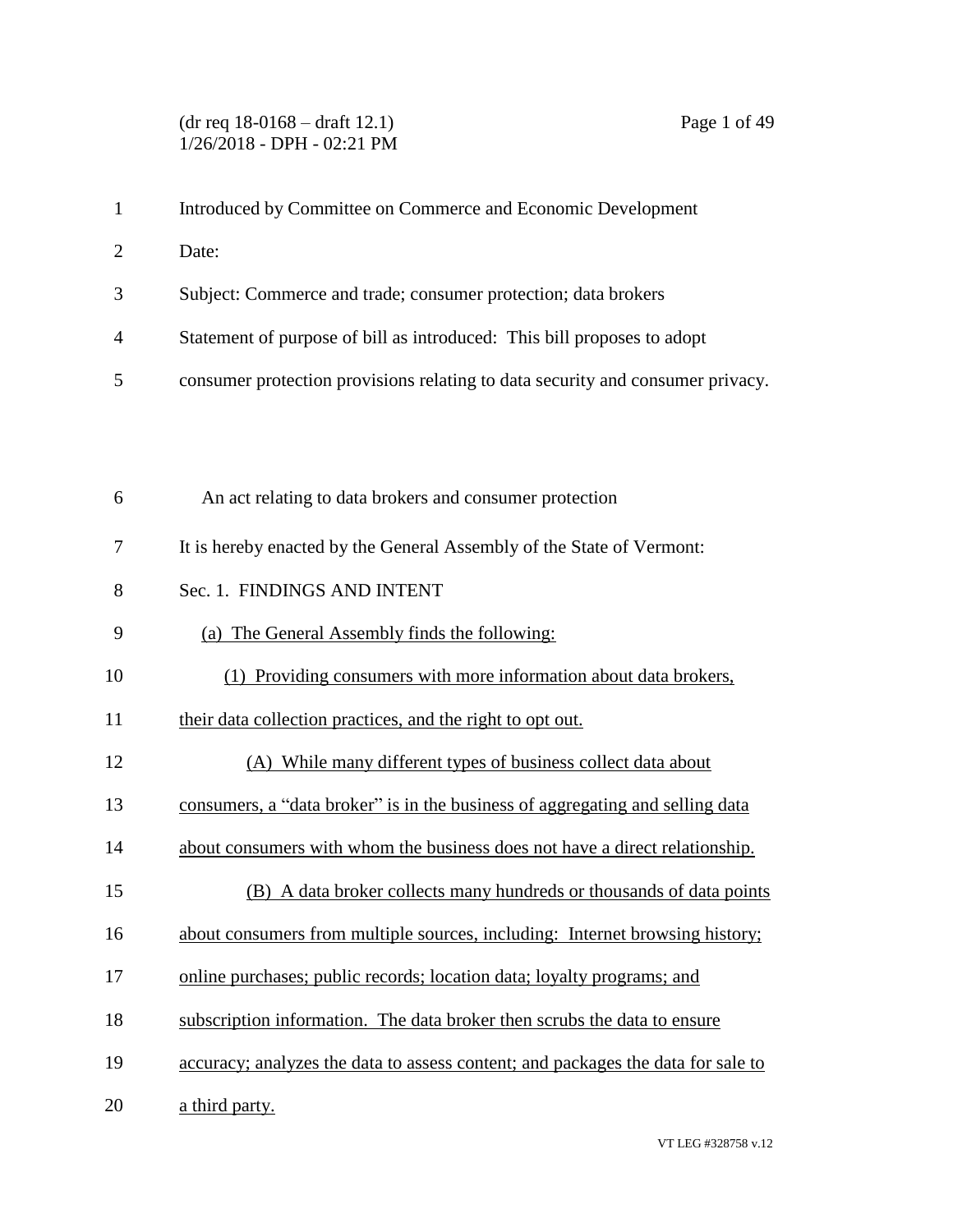Introduced by Committee on Commerce and Economic Development

Date:

Subject: Commerce and trade; consumer protection; data brokers

Statement of purpose of bill as introduced: This bill proposes to adopt consumer protection provisions relating to data security and consumer privacy.

An act relating to data brokers and consumer protection

It is hereby enacted by the General Assembly of the State of Vermont:

Sec. 1. FINDINGS AND INTENT

(a) The General Assembly finds the following:

(1) Providing consumers with more information about data brokers, their data collection practices, and the right to opt out.

(A) While many different types of business collect data about consumers, a "data broker" is in the business of aggregating and selling data about consumers with whom the business does not have a direct relationship.

(B) A data broker collects many hundreds or thousands of data points about consumers from multiple sources, including: Internet browsing history; online purchases; public records; location data; loyalty programs; and subscription information. The data broker then scrubs the data to ensure accuracy; analyzes the data to assess content; and packages the data for sale to a third party.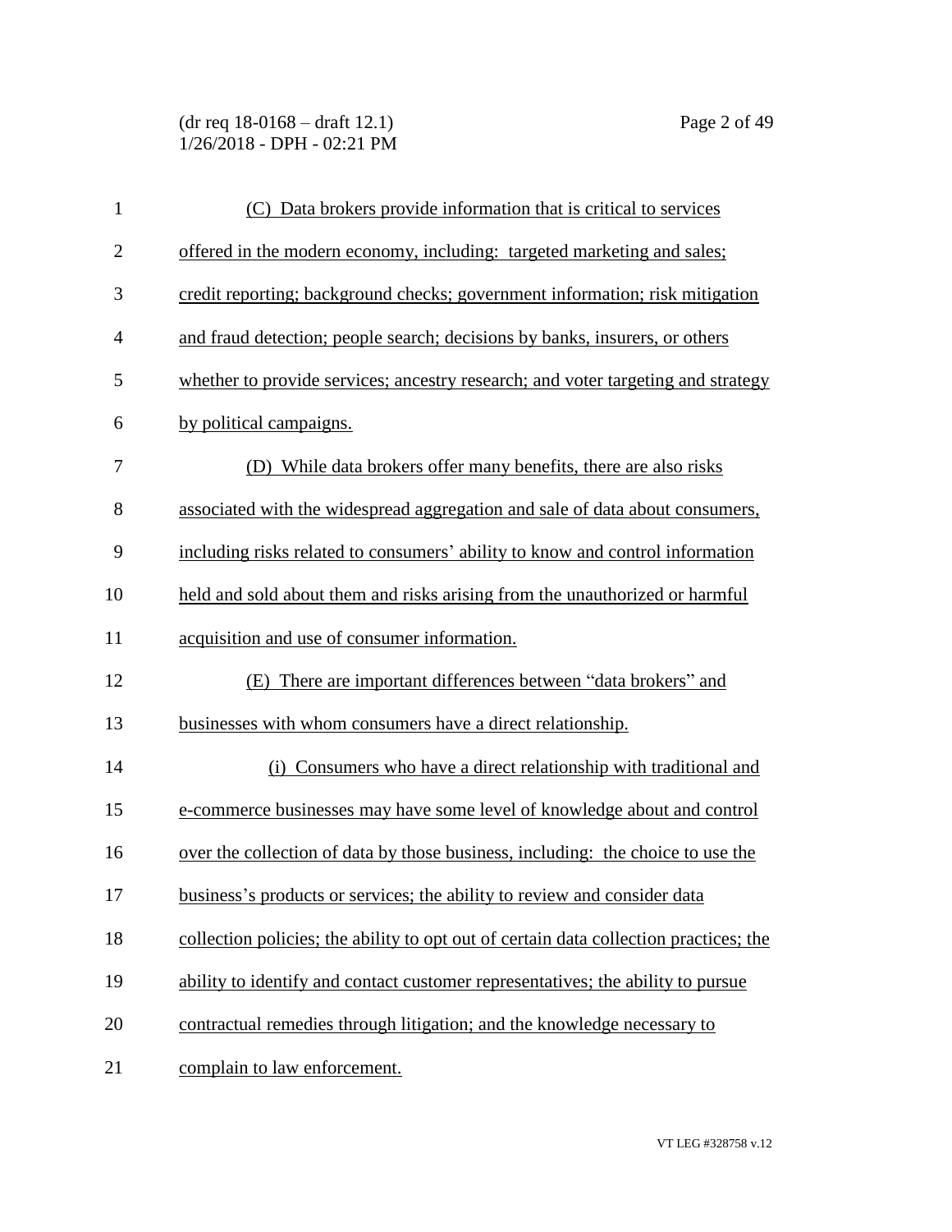(C) Data brokers provide information that is critical to services offered in the modern economy, including: targeted marketing and sales; credit reporting; background checks; government information; risk mitigation and fraud detection; people search; decisions by banks, insurers, or others whether to provide services; ancestry research; and voter targeting and strategy by political campaigns.

(D) While data brokers offer many benefits, there are also risks associated with the widespread aggregation and sale of data about consumers, including risks related to consumers' ability to know and control information held and sold about them and risks arising from the unauthorized or harmful acquisition and use of consumer information.

(E) There are important differences between "data brokers" and businesses with whom consumers have a direct relationship.

(i) Consumers who have a direct relationship with traditional and e-commerce businesses may have some level of knowledge about and control over the collection of data by those business, including: the choice to use the business's products or services; the ability to review and consider data collection policies; the ability to opt out of certain data collection practices; the ability to identify and contact customer representatives; the ability to pursue contractual remedies through litigation; and the knowledge necessary to complain to law enforcement.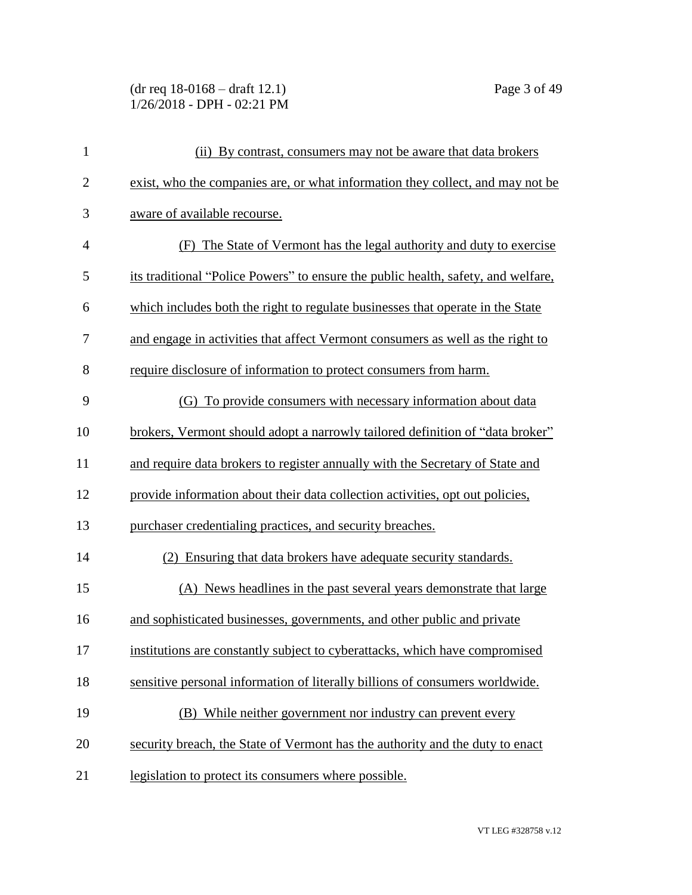(ii) By contrast, consumers may not be aware that data brokers exist, who the companies are, or what information they collect, and may not be aware of available recourse.

(F) The State of Vermont has the legal authority and duty to exercise its traditional "Police Powers" to ensure the public health, safety, and welfare, which includes both the right to regulate businesses that operate in the State and engage in activities that affect Vermont consumers as well as the right to require disclosure of information to protect consumers from harm.

(G) To provide consumers with necessary information about data brokers, Vermont should adopt a narrowly tailored definition of "data broker" and require data brokers to register annually with the Secretary of State and provide information about their data collection activities, opt out policies, purchaser credentialing practices, and security breaches.

(2) Ensuring that data brokers have adequate security standards.

(A) News headlines in the past several years demonstrate that large and sophisticated businesses, governments, and other public and private institutions are constantly subject to cyberattacks, which have compromised sensitive personal information of literally billions of consumers worldwide.

(B) While neither government nor industry can prevent every security breach, the State of Vermont has the authority and the duty to enact legislation to protect its consumers where possible.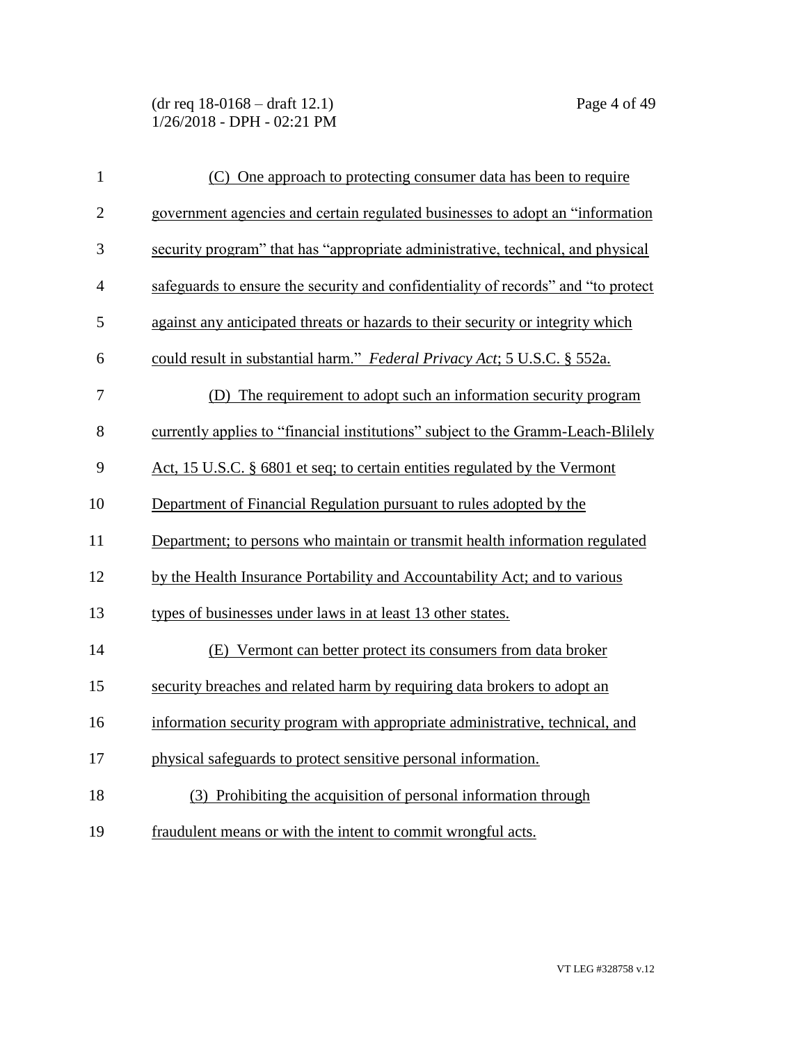(C) One approach to protecting consumer data has been to require government agencies and certain regulated businesses to adopt an "information security program" that has "appropriate administrative, technical, and physical safeguards to ensure the security and confidentiality of records" and "to protect against any anticipated threats or hazards to their security or integrity which could result in substantial harm." *Federal Privacy Act*; 5 U.S.C. § 552a.

(D) The requirement to adopt such an information security program currently applies to "financial institutions" subject to the Gramm-Leach-Blilely Act, 15 U.S.C. § 6801 et seq; to certain entities regulated by the Vermont Department of Financial Regulation pursuant to rules adopted by the Department; to persons who maintain or transmit health information regulated by the Health Insurance Portability and Accountability Act; and to various types of businesses under laws in at least 13 other states.

(E) Vermont can better protect its consumers from data broker security breaches and related harm by requiring data brokers to adopt an information security program with appropriate administrative, technical, and physical safeguards to protect sensitive personal information.

(3) Prohibiting the acquisition of personal information through fraudulent means or with the intent to commit wrongful acts.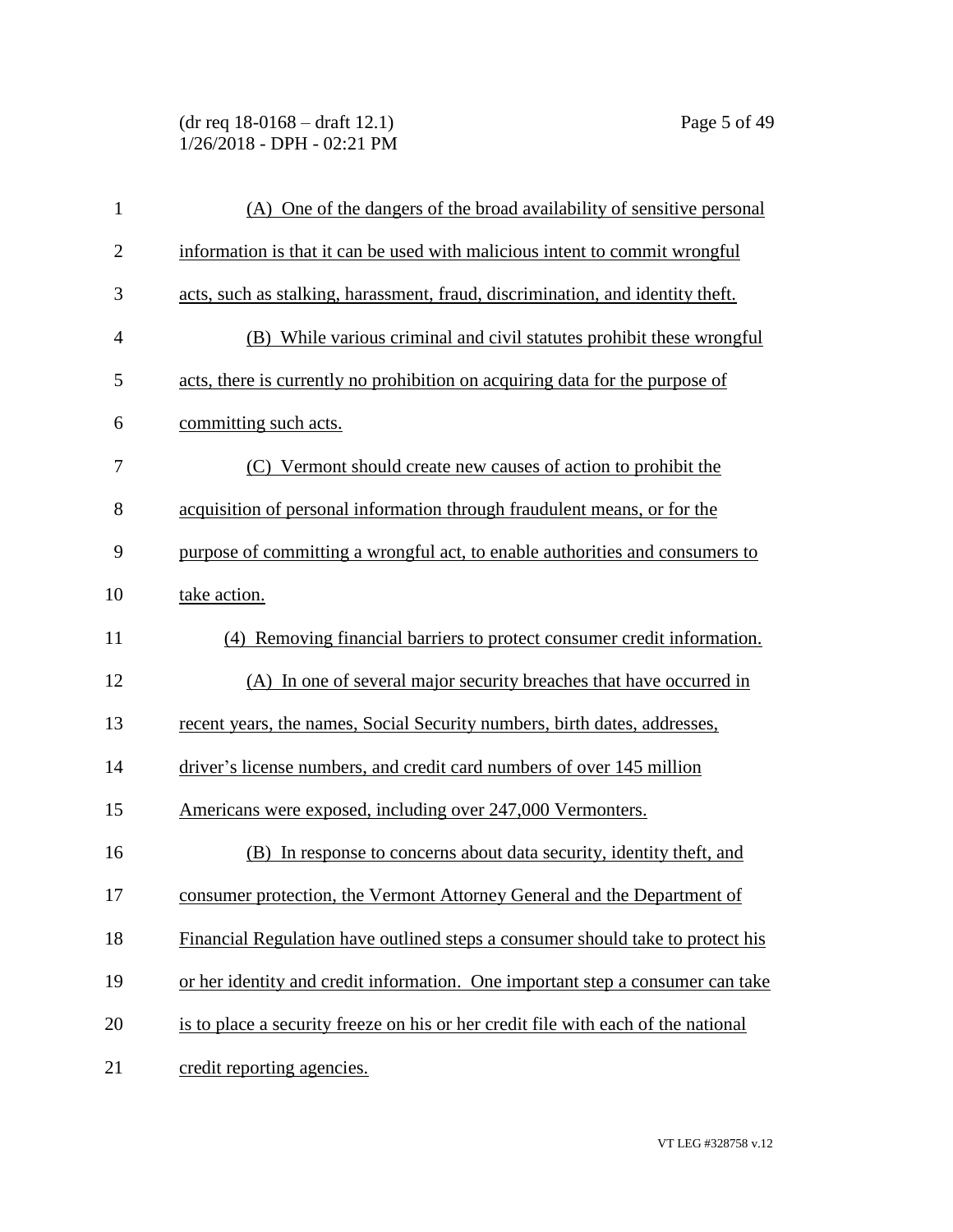(A) One of the dangers of the broad availability of sensitive personal information is that it can be used with malicious intent to commit wrongful acts, such as stalking, harassment, fraud, discrimination, and identity theft.

(B) While various criminal and civil statutes prohibit these wrongful acts, there is currently no prohibition on acquiring data for the purpose of committing such acts.

(C) Vermont should create new causes of action to prohibit the acquisition of personal information through fraudulent means, or for the purpose of committing a wrongful act, to enable authorities and consumers to take action.

(4) Removing financial barriers to protect consumer credit information.

(A) In one of several major security breaches that have occurred in recent years, the names, Social Security numbers, birth dates, addresses, driver's license numbers, and credit card numbers of over 145 million Americans were exposed, including over 247,000 Vermonters.

(B) In response to concerns about data security, identity theft, and consumer protection, the Vermont Attorney General and the Department of Financial Regulation have outlined steps a consumer should take to protect his or her identity and credit information. One important step a consumer can take is to place a security freeze on his or her credit file with each of the national credit reporting agencies.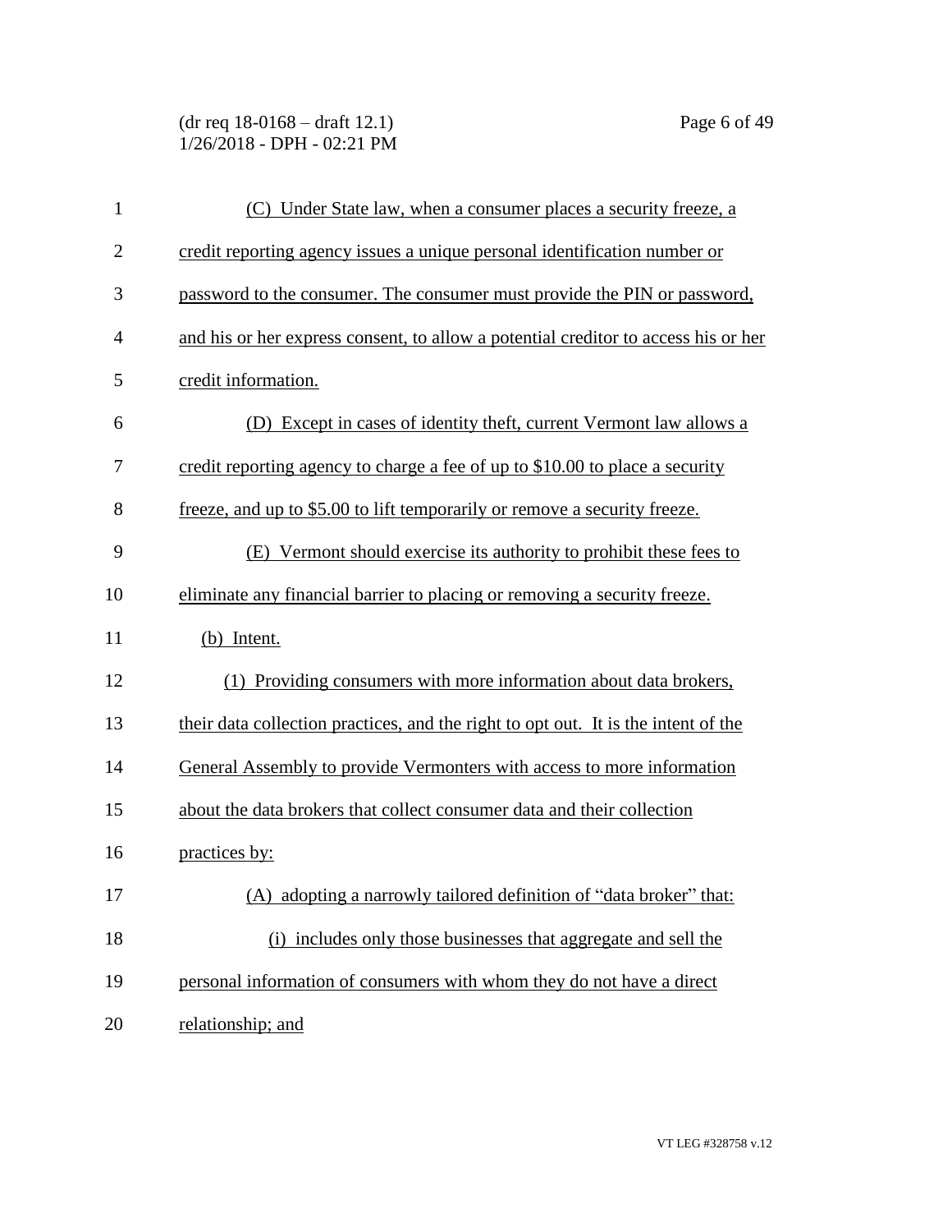(C) Under State law, when a consumer places a security freeze, a credit reporting agency issues a unique personal identification number or password to the consumer. The consumer must provide the PIN or password, and his or her express consent, to allow a potential creditor to access his or her credit information.

(D) Except in cases of identity theft, current Vermont law allows a credit reporting agency to charge a fee of up to $10.00 to place a security freeze, and up to $5.00 to lift temporarily or remove a security freeze.

(E) Vermont should exercise its authority to prohibit these fees to eliminate any financial barrier to placing or removing a security freeze.

(b) Intent.

(1) Providing consumers with more information about data brokers, their data collection practices, and the right to opt out. It is the intent of the General Assembly to provide Vermonters with access to more information about the data brokers that collect consumer data and their collection practices by:

(A) adopting a narrowly tailored definition of "data broker" that:

(i) includes only those businesses that aggregate and sell the personal information of consumers with whom they do not have a direct relationship; and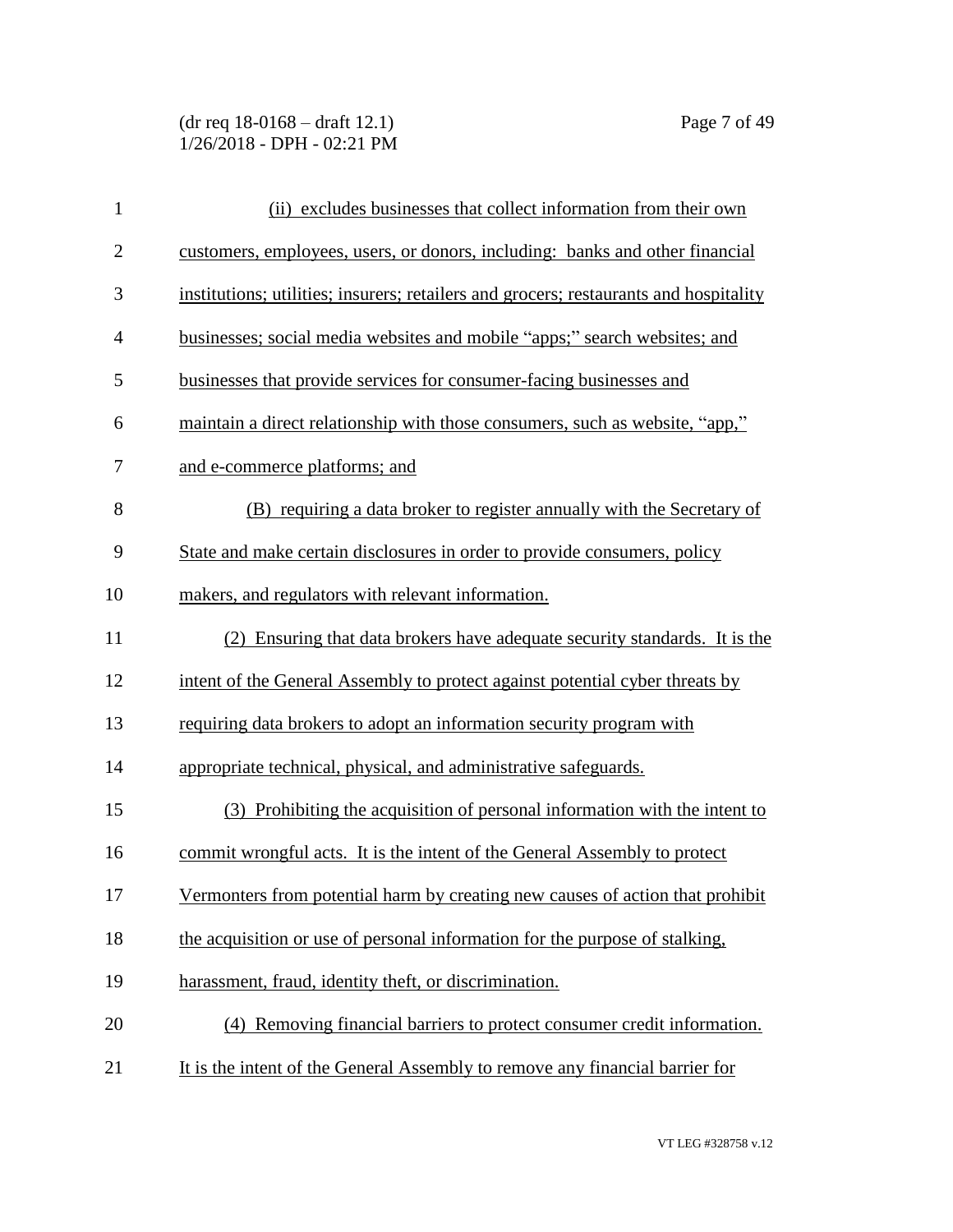(ii) excludes businesses that collect information from their own customers, employees, users, or donors, including: banks and other financial institutions; utilities; insurers; retailers and grocers; restaurants and hospitality businesses; social media websites and mobile "apps;" search websites; and businesses that provide services for consumer-facing businesses and maintain a direct relationship with those consumers, such as website, "app," and e-commerce platforms; and

(B) requiring a data broker to register annually with the Secretary of State and make certain disclosures in order to provide consumers, policy makers, and regulators with relevant information.

(2) Ensuring that data brokers have adequate security standards. It is the intent of the General Assembly to protect against potential cyber threats by requiring data brokers to adopt an information security program with appropriate technical, physical, and administrative safeguards.

(3) Prohibiting the acquisition of personal information with the intent to commit wrongful acts. It is the intent of the General Assembly to protect Vermonters from potential harm by creating new causes of action that prohibit the acquisition or use of personal information for the purpose of stalking, harassment, fraud, identity theft, or discrimination.

(4) Removing financial barriers to protect consumer credit information. It is the intent of the General Assembly to remove any financial barrier for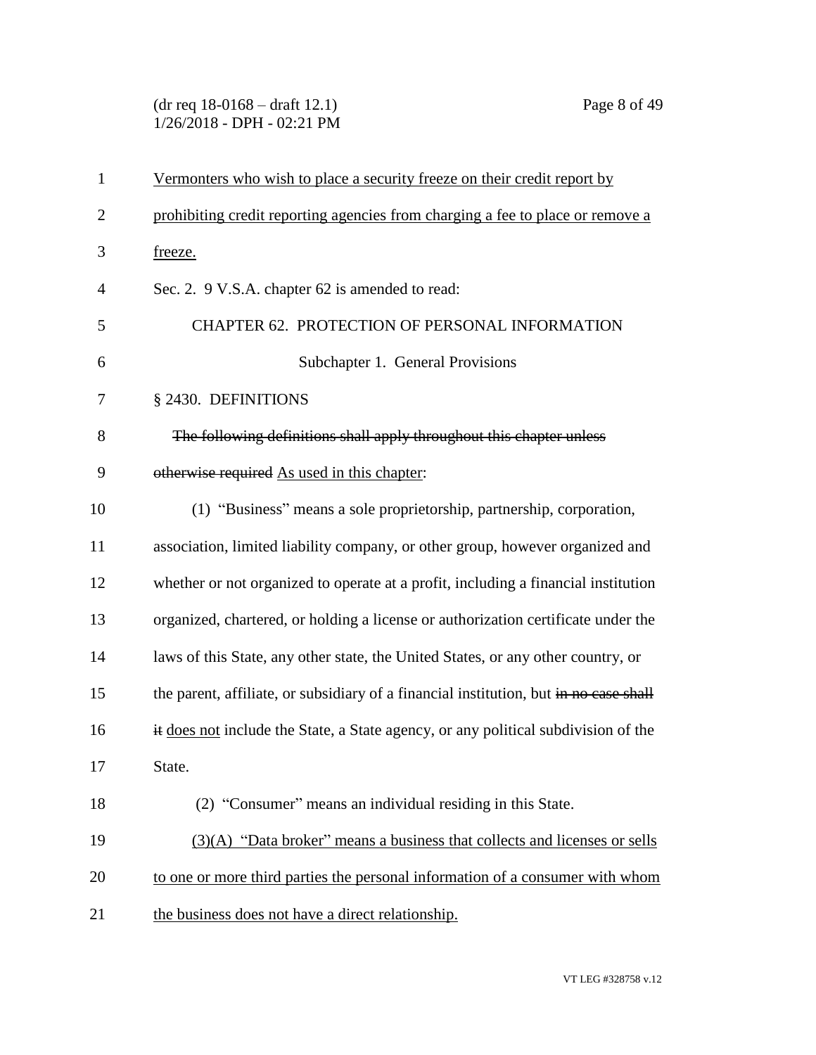Vermonters who wish to place a security freeze on their credit report by prohibiting credit reporting agencies from charging a fee to place or remove a freeze.

Sec. 2. 9 V.S.A. chapter 62 is amended to read:

CHAPTER 62. PROTECTION OF PERSONAL INFORMATION

Subchapter 1. General Provisions

§ 2430. DEFINITIONS

~~The following definitions shall apply throughout this chapter unless otherwise required~~ As used in this chapter:

(1) "Business" means a sole proprietorship, partnership, corporation, association, limited liability company, or other group, however organized and whether or not organized to operate at a profit, including a financial institution organized, chartered, or holding a license or authorization certificate under the laws of this State, any other state, the United States, or any other country, or the parent, affiliate, or subsidiary of a financial institution, but ~~in no case shall it~~ does not include the State, a State agency, or any political subdivision of the State.

(2) "Consumer" means an individual residing in this State.

(3)(A) "Data broker" means a business that collects and licenses or sells to one or more third parties the personal information of a consumer with whom the business does not have a direct relationship.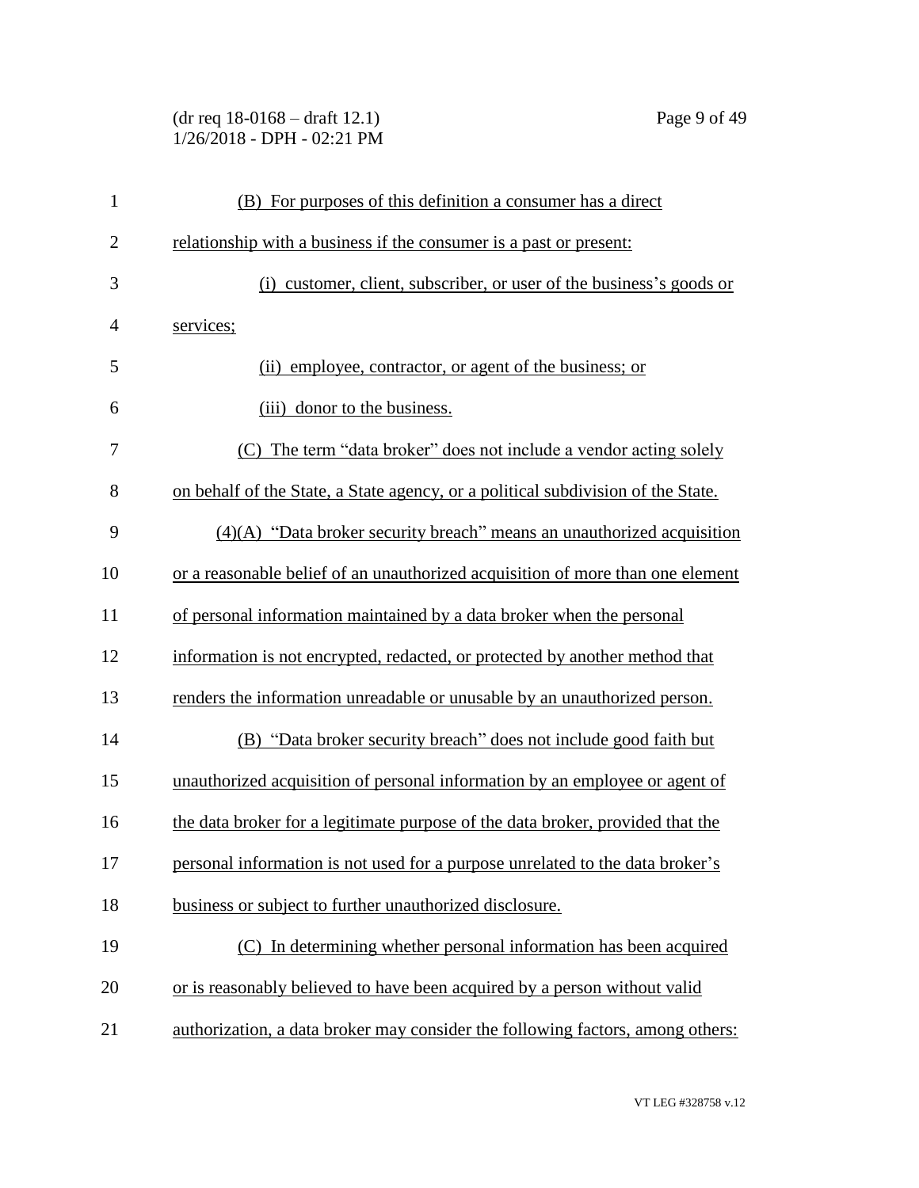(B) For purposes of this definition a consumer has a direct relationship with a business if the consumer is a past or present:

(i) customer, client, subscriber, or user of the business's goods or services;

(ii) employee, contractor, or agent of the business; or

(iii) donor to the business.

(C) The term "data broker" does not include a vendor acting solely on behalf of the State, a State agency, or a political subdivision of the State.

(4)(A) "Data broker security breach" means an unauthorized acquisition or a reasonable belief of an unauthorized acquisition of more than one element of personal information maintained by a data broker when the personal information is not encrypted, redacted, or protected by another method that renders the information unreadable or unusable by an unauthorized person.

(B) "Data broker security breach" does not include good faith but unauthorized acquisition of personal information by an employee or agent of the data broker for a legitimate purpose of the data broker, provided that the personal information is not used for a purpose unrelated to the data broker's business or subject to further unauthorized disclosure.

(C) In determining whether personal information has been acquired or is reasonably believed to have been acquired by a person without valid authorization, a data broker may consider the following factors, among others: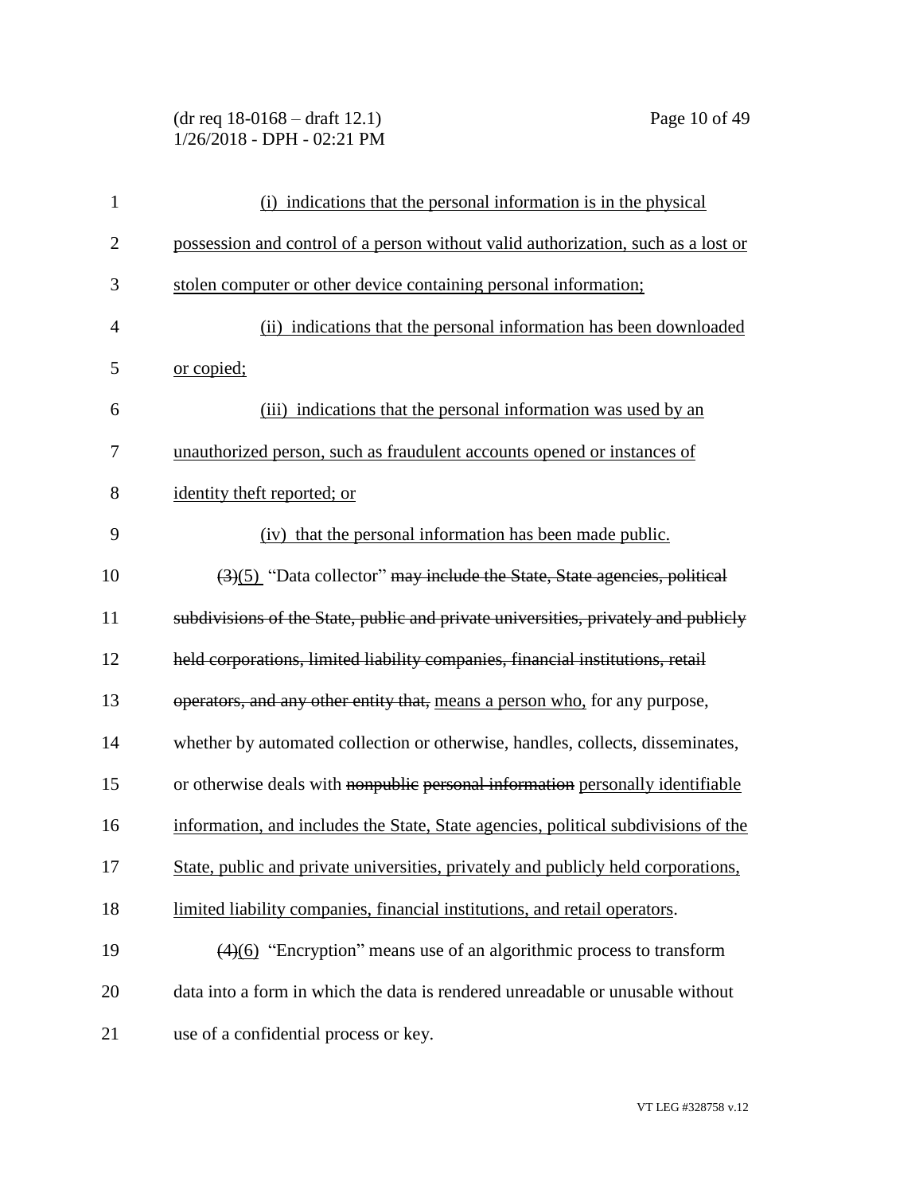(i) indications that the personal information is in the physical possession and control of a person without valid authorization, such as a lost or stolen computer or other device containing personal information;

(ii) indications that the personal information has been downloaded or copied;

(iii) indications that the personal information was used by an unauthorized person, such as fraudulent accounts opened or instances of identity theft reported; or

(iv) that the personal information has been made public.

~~(3)~~(5) "Data collector" ~~may include the State, State agencies, political subdivisions of the State, public and private universities, privately and publicly held corporations, limited liability companies, financial institutions, retail operators, and any other entity that,~~ means a person who, for any purpose, whether by automated collection or otherwise, handles, collects, disseminates, or otherwise deals with ~~nonpublic personal information~~ personally identifiable information, and includes the State, State agencies, political subdivisions of the State, public and private universities, privately and publicly held corporations, limited liability companies, financial institutions, and retail operators.

~~(4)~~(6) "Encryption" means use of an algorithmic process to transform data into a form in which the data is rendered unreadable or unusable without use of a confidential process or key.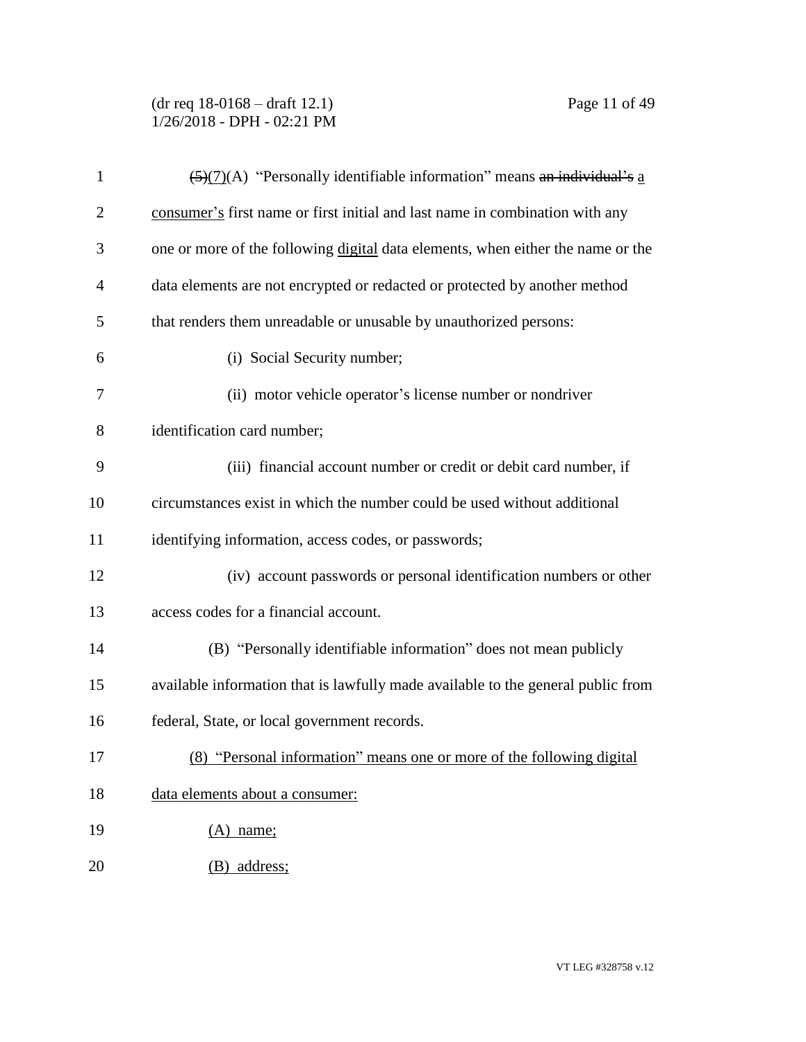~~(5)~~(7)(A) "Personally identifiable information" means ~~an individual's~~ a consumer's first name or first initial and last name in combination with any one or more of the following digital data elements, when either the name or the data elements are not encrypted or redacted or protected by another method that renders them unreadable or unusable by unauthorized persons:

(i) Social Security number;

(ii) motor vehicle operator's license number or nondriver identification card number;

(iii) financial account number or credit or debit card number, if circumstances exist in which the number could be used without additional identifying information, access codes, or passwords;

(iv) account passwords or personal identification numbers or other access codes for a financial account.

(B) "Personally identifiable information" does not mean publicly available information that is lawfully made available to the general public from federal, State, or local government records.

(8) "Personal information" means one or more of the following digital data elements about a consumer:

(A) name;

(B) address;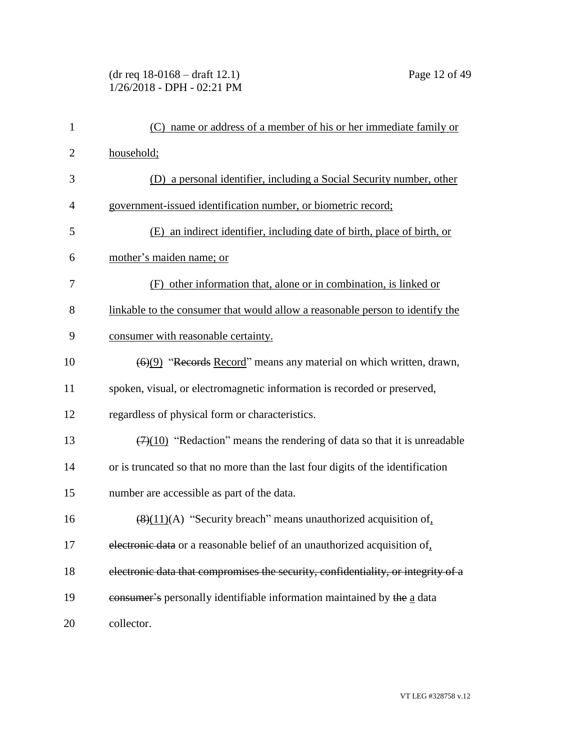(C) name or address of a member of his or her immediate family or household;

(D) a personal identifier, including a Social Security number, other government-issued identification number, or biometric record;

(E) an indirect identifier, including date of birth, place of birth, or mother's maiden name; or

(F) other information that, alone or in combination, is linked or linkable to the consumer that would allow a reasonable person to identify the consumer with reasonable certainty.

~~(6)~~(9) "~~Records~~ Record" means any material on which written, drawn, spoken, visual, or electromagnetic information is recorded or preserved, regardless of physical form or characteristics.

~~(7)~~(10) "Redaction" means the rendering of data so that it is unreadable or is truncated so that no more than the last four digits of the identification number are accessible as part of the data.

~~(8)~~(11)(A) "Security breach" means unauthorized acquisition of, ~~electronic data~~ or a reasonable belief of an unauthorized acquisition of, ~~electronic data that compromises the security, confidentiality, or integrity of a consumer's~~ personally identifiable information maintained by ~~the~~ a data collector.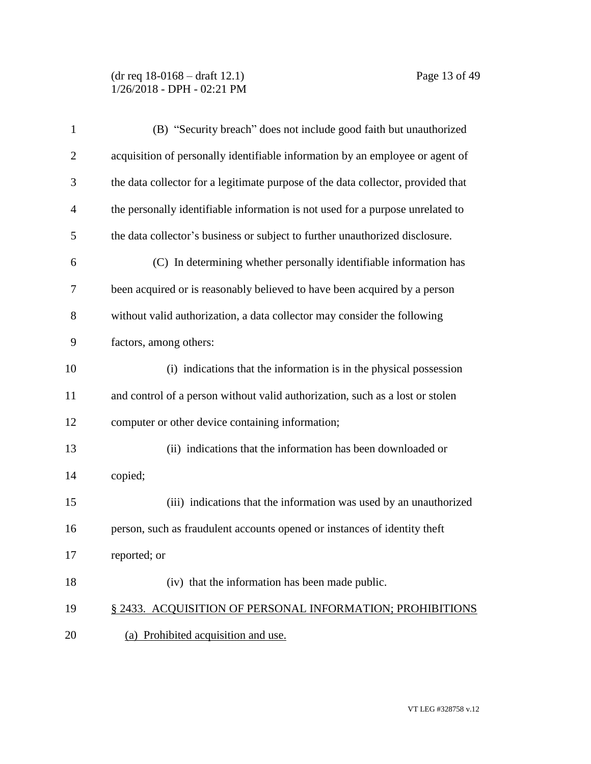(B) "Security breach" does not include good faith but unauthorized acquisition of personally identifiable information by an employee or agent of the data collector for a legitimate purpose of the data collector, provided that the personally identifiable information is not used for a purpose unrelated to the data collector's business or subject to further unauthorized disclosure.

(C) In determining whether personally identifiable information has been acquired or is reasonably believed to have been acquired by a person without valid authorization, a data collector may consider the following factors, among others:

(i) indications that the information is in the physical possession and control of a person without valid authorization, such as a lost or stolen computer or other device containing information;

(ii) indications that the information has been downloaded or copied;

(iii) indications that the information was used by an unauthorized person, such as fraudulent accounts opened or instances of identity theft reported; or

(iv) that the information has been made public.

§ 2433. ACQUISITION OF PERSONAL INFORMATION; PROHIBITIONS

(a) Prohibited acquisition and use.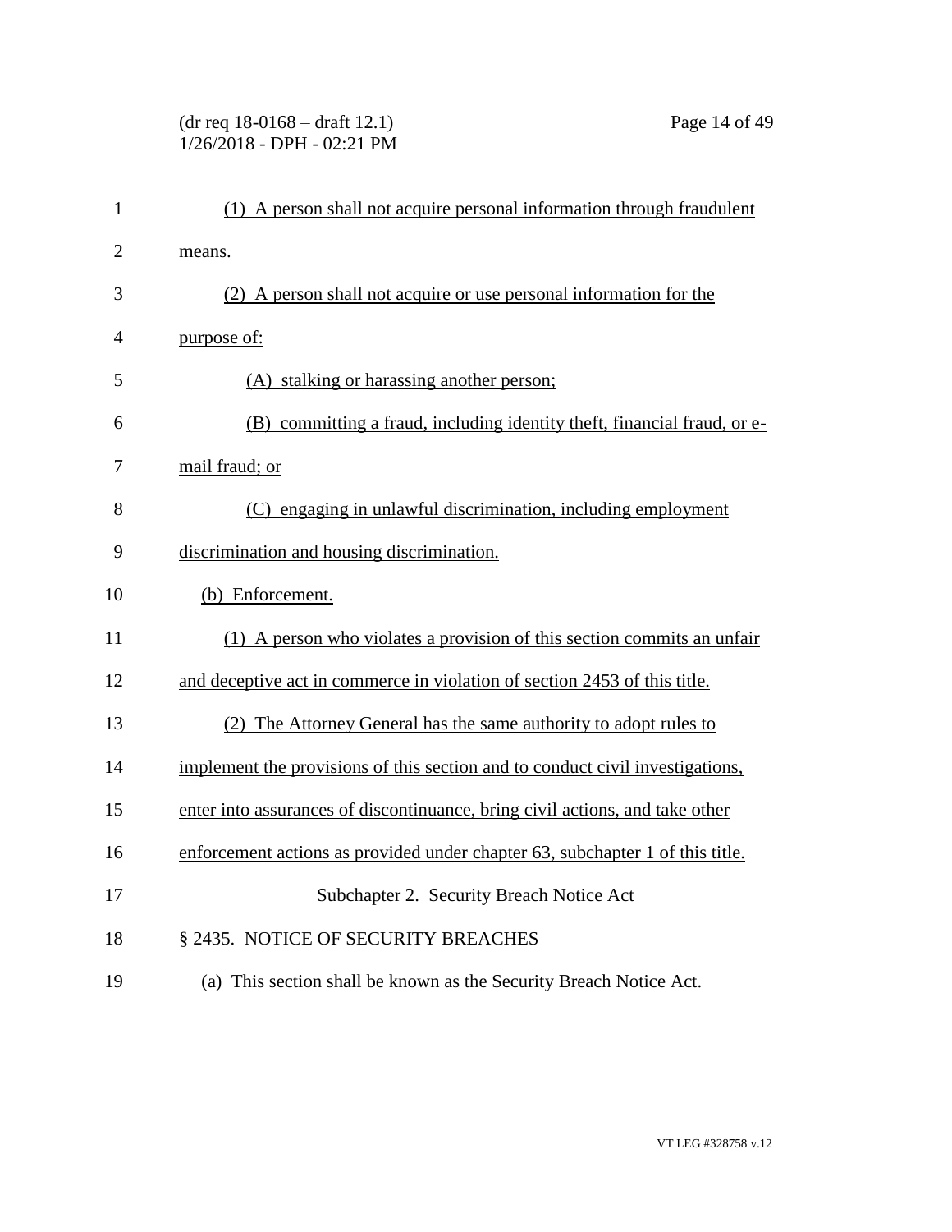(1) A person shall not acquire personal information through fraudulent means.

(2) A person shall not acquire or use personal information for the purpose of:

(A) stalking or harassing another person;

(B) committing a fraud, including identity theft, financial fraud, or e-mail fraud; or

(C) engaging in unlawful discrimination, including employment discrimination and housing discrimination.

(b) Enforcement.

(1) A person who violates a provision of this section commits an unfair and deceptive act in commerce in violation of section 2453 of this title.

(2) The Attorney General has the same authority to adopt rules to implement the provisions of this section and to conduct civil investigations, enter into assurances of discontinuance, bring civil actions, and take other enforcement actions as provided under chapter 63, subchapter 1 of this title.

Subchapter 2. Security Breach Notice Act

§ 2435. NOTICE OF SECURITY BREACHES

(a) This section shall be known as the Security Breach Notice Act.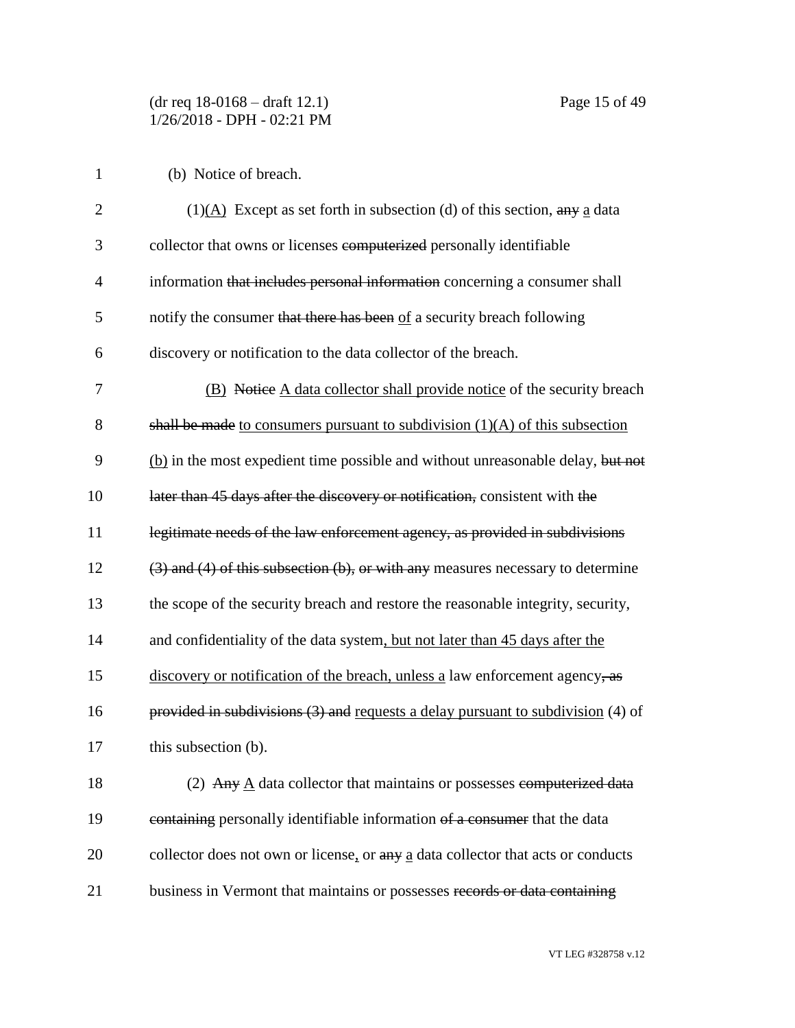(b) Notice of breach.

(1)<u>(A)</u> Except as set forth in subsection (d) of this section, ~~any~~ <u>a</u> data collector that owns or licenses ~~computerized~~ personally identifiable information ~~that includes personal information~~ concerning a consumer shall notify the consumer ~~that there has been~~ <u>of</u> a security breach following discovery or notification to the data collector of the breach.

<u>(B)</u> ~~Notice~~ <u>A data collector shall provide notice</u> of the security breach ~~shall be made~~ <u>to consumers pursuant to subdivision (1)(A) of this subsection (b)</u> in the most expedient time possible and without unreasonable delay, ~~but not later than 45 days after the discovery or notification,~~ consistent with ~~the legitimate needs of the law enforcement agency, as provided in subdivisions (3) and (4) of this subsection (b), or with any~~ measures necessary to determine the scope of the security breach and restore the reasonable integrity, security, and confidentiality of the data system<u>, but not later than 45 days after the discovery or notification of the breach, unless a</u> law enforcement agency~~, as provided in subdivisions (3) and~~ <u>requests a delay pursuant to subdivision</u> (4) of this subsection (b).

(2) ~~Any~~ <u>A</u> data collector that maintains or possesses ~~computerized data containing~~ personally identifiable information ~~of a consumer~~ that the data collector does not own or license<u>,</u> or ~~any~~ <u>a</u> data collector that acts or conducts business in Vermont that maintains or possesses ~~records or data containing~~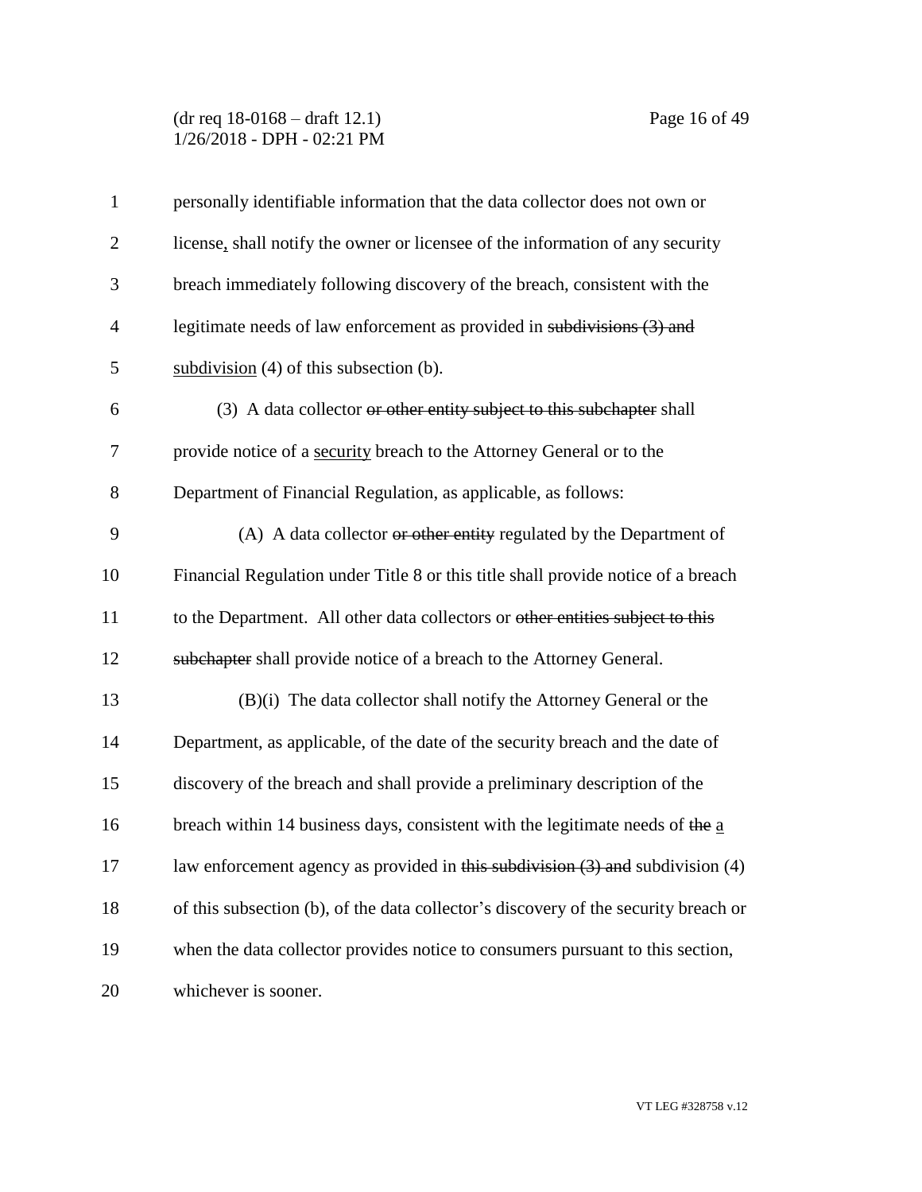personally identifiable information that the data collector does not own or license, shall notify the owner or licensee of the information of any security breach immediately following discovery of the breach, consistent with the legitimate needs of law enforcement as provided in ~~subdivisions (3) and~~ subdivision (4) of this subsection (b).

(3) A data collector ~~or other entity subject to this subchapter~~ shall provide notice of a security breach to the Attorney General or to the Department of Financial Regulation, as applicable, as follows:

(A) A data collector ~~or other entity~~ regulated by the Department of Financial Regulation under Title 8 or this title shall provide notice of a breach to the Department. All other data collectors or ~~other entities subject to this subchapter~~ shall provide notice of a breach to the Attorney General.

(B)(i) The data collector shall notify the Attorney General or the Department, as applicable, of the date of the security breach and the date of discovery of the breach and shall provide a preliminary description of the breach within 14 business days, consistent with the legitimate needs of ~~the~~ a law enforcement agency as provided in ~~this subdivision (3) and~~ subdivision (4) of this subsection (b), of the data collector's discovery of the security breach or when the data collector provides notice to consumers pursuant to this section, whichever is sooner.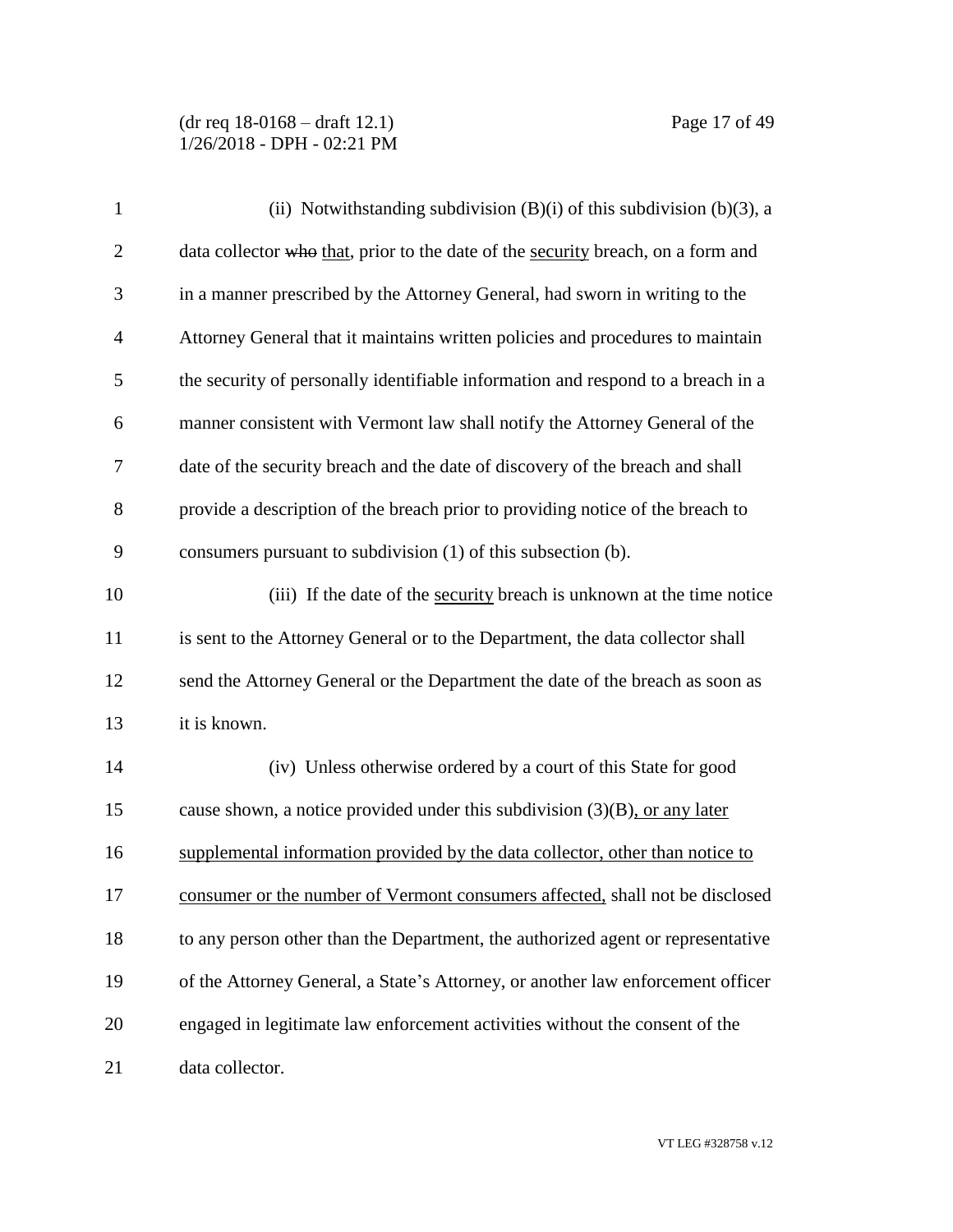(ii) Notwithstanding subdivision (B)(i) of this subdivision (b)(3), a data collector ~~who~~ that, prior to the date of the security breach, on a form and in a manner prescribed by the Attorney General, had sworn in writing to the Attorney General that it maintains written policies and procedures to maintain the security of personally identifiable information and respond to a breach in a manner consistent with Vermont law shall notify the Attorney General of the date of the security breach and the date of discovery of the breach and shall provide a description of the breach prior to providing notice of the breach to consumers pursuant to subdivision (1) of this subsection (b).

(iii) If the date of the security breach is unknown at the time notice is sent to the Attorney General or to the Department, the data collector shall send the Attorney General or the Department the date of the breach as soon as it is known.

(iv) Unless otherwise ordered by a court of this State for good cause shown, a notice provided under this subdivision (3)(B), or any later supplemental information provided by the data collector, other than notice to consumer or the number of Vermont consumers affected, shall not be disclosed to any person other than the Department, the authorized agent or representative of the Attorney General, a State's Attorney, or another law enforcement officer engaged in legitimate law enforcement activities without the consent of the data collector.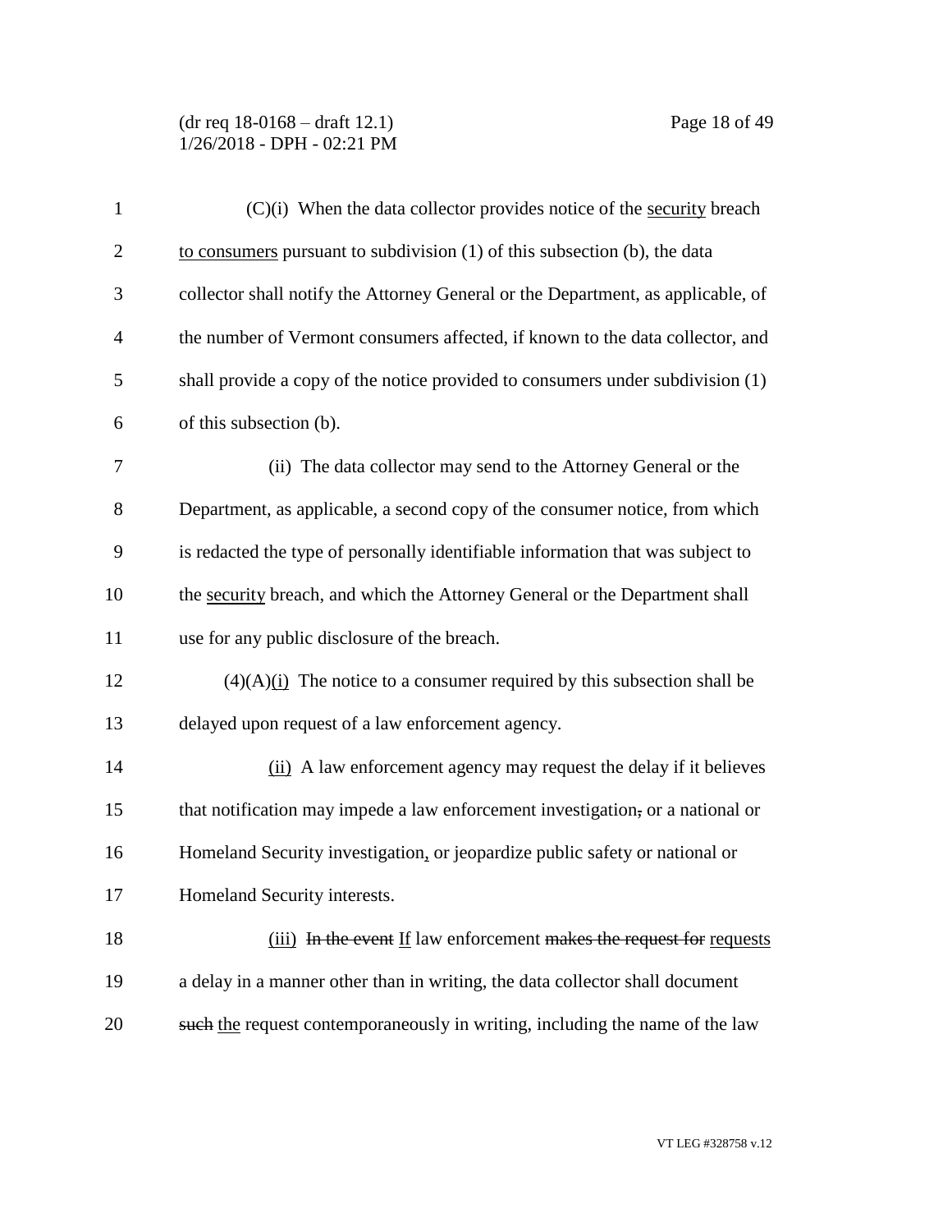(C)(i) When the data collector provides notice of the <u>security</u> breach <u>to consumers</u> pursuant to subdivision (1) of this subsection (b), the data collector shall notify the Attorney General or the Department, as applicable, of the number of Vermont consumers affected, if known to the data collector, and shall provide a copy of the notice provided to consumers under subdivision (1) of this subsection (b).

(ii) The data collector may send to the Attorney General or the Department, as applicable, a second copy of the consumer notice, from which is redacted the type of personally identifiable information that was subject to the <u>security</u> breach, and which the Attorney General or the Department shall use for any public disclosure of the breach.

(4)(A)<u>(i)</u> The notice to a consumer required by this subsection shall be delayed upon request of a law enforcement agency.

<u>(ii)</u> A law enforcement agency may request the delay if it believes that notification may impede a law enforcement investigation~~,~~ or a national or Homeland Security investigation<u>,</u> or jeopardize public safety or national or Homeland Security interests.

<u>(iii)</u> ~~In the event~~ <u>If</u> law enforcement ~~makes the request for~~ <u>requests</u> a delay in a manner other than in writing, the data collector shall document ~~such~~ <u>the</u> request contemporaneously in writing, including the name of the law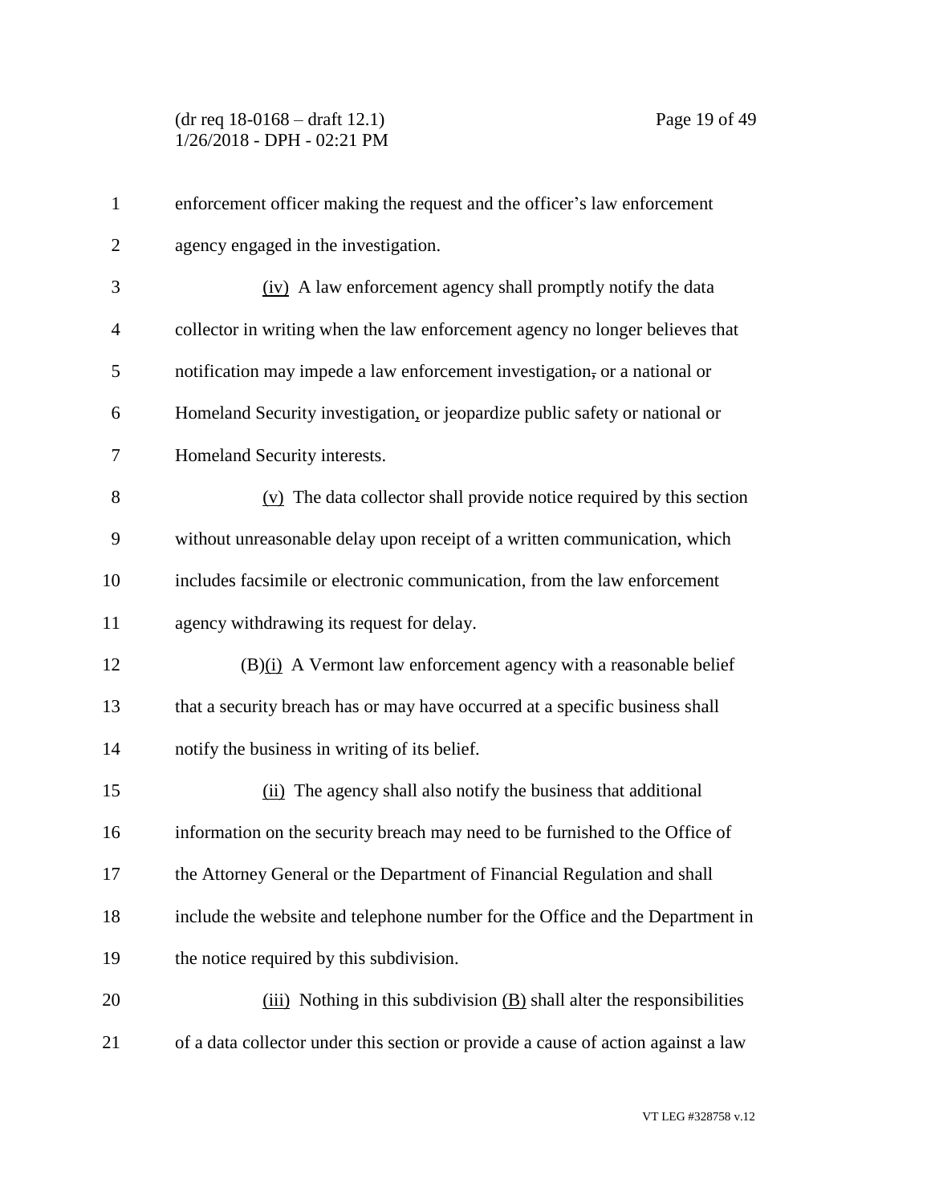enforcement officer making the request and the officer's law enforcement agency engaged in the investigation.

(iv) A law enforcement agency shall promptly notify the data collector in writing when the law enforcement agency no longer believes that notification may impede a law enforcement investigation, or a national or Homeland Security investigation, or jeopardize public safety or national or Homeland Security interests.

(v) The data collector shall provide notice required by this section without unreasonable delay upon receipt of a written communication, which includes facsimile or electronic communication, from the law enforcement agency withdrawing its request for delay.

(B)(i) A Vermont law enforcement agency with a reasonable belief that a security breach has or may have occurred at a specific business shall notify the business in writing of its belief.

(ii) The agency shall also notify the business that additional information on the security breach may need to be furnished to the Office of the Attorney General or the Department of Financial Regulation and shall include the website and telephone number for the Office and the Department in the notice required by this subdivision.

(iii) Nothing in this subdivision (B) shall alter the responsibilities of a data collector under this section or provide a cause of action against a law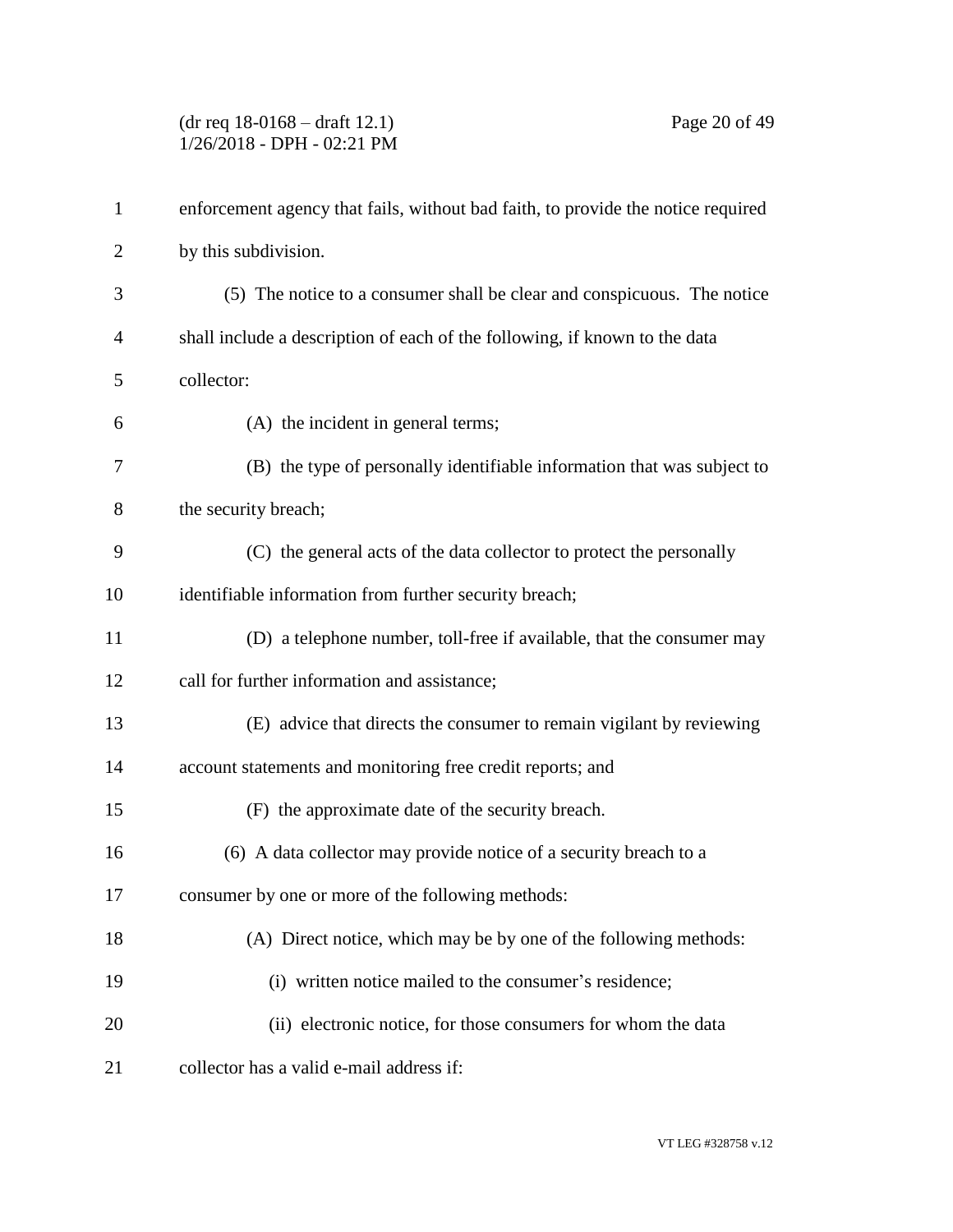enforcement agency that fails, without bad faith, to provide the notice required by this subdivision.

(5) The notice to a consumer shall be clear and conspicuous. The notice shall include a description of each of the following, if known to the data collector:

(A) the incident in general terms;

(B) the type of personally identifiable information that was subject to the security breach;

(C) the general acts of the data collector to protect the personally identifiable information from further security breach;

(D) a telephone number, toll-free if available, that the consumer may call for further information and assistance;

(E) advice that directs the consumer to remain vigilant by reviewing account statements and monitoring free credit reports; and

(F) the approximate date of the security breach.

(6) A data collector may provide notice of a security breach to a consumer by one or more of the following methods:

(A) Direct notice, which may be by one of the following methods:

(i) written notice mailed to the consumer's residence;

(ii) electronic notice, for those consumers for whom the data collector has a valid e-mail address if: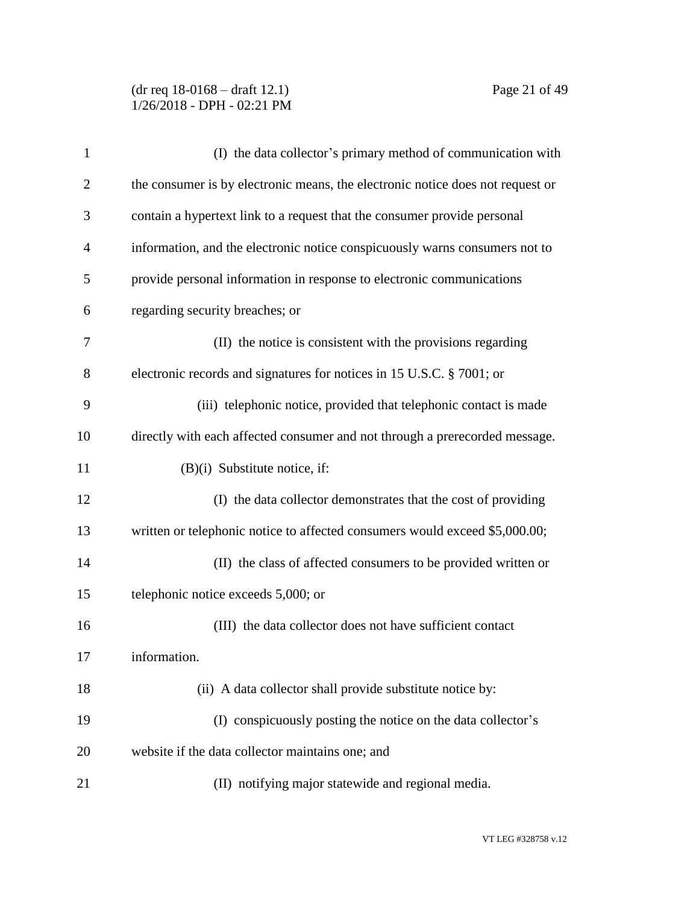(I) the data collector's primary method of communication with the consumer is by electronic means, the electronic notice does not request or contain a hypertext link to a request that the consumer provide personal information, and the electronic notice conspicuously warns consumers not to provide personal information in response to electronic communications regarding security breaches; or

(II) the notice is consistent with the provisions regarding electronic records and signatures for notices in 15 U.S.C. § 7001; or

(iii) telephonic notice, provided that telephonic contact is made directly with each affected consumer and not through a prerecorded message.

(B)(i) Substitute notice, if:

(I) the data collector demonstrates that the cost of providing written or telephonic notice to affected consumers would exceed $5,000.00;

(II) the class of affected consumers to be provided written or telephonic notice exceeds 5,000; or

(III) the data collector does not have sufficient contact information.

(ii) A data collector shall provide substitute notice by:

(I) conspicuously posting the notice on the data collector's website if the data collector maintains one; and

(II) notifying major statewide and regional media.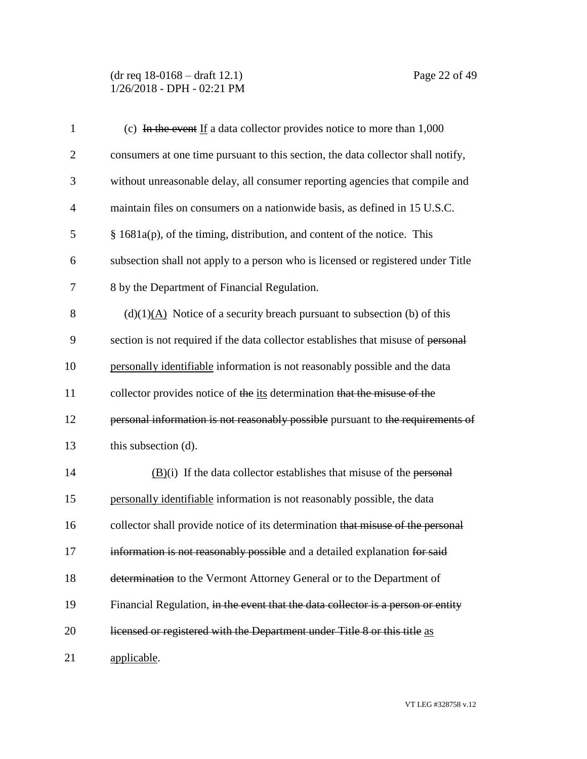(c) ~~In the event~~ If a data collector provides notice to more than 1,000 consumers at one time pursuant to this section, the data collector shall notify, without unreasonable delay, all consumer reporting agencies that compile and maintain files on consumers on a nationwide basis, as defined in 15 U.S.C. § 1681a(p), of the timing, distribution, and content of the notice. This subsection shall not apply to a person who is licensed or registered under Title 8 by the Department of Financial Regulation.

(d)(1)(A) Notice of a security breach pursuant to subsection (b) of this section is not required if the data collector establishes that misuse of ~~personal~~ personally identifiable information is not reasonably possible and the data collector provides notice of ~~the~~ its determination ~~that the misuse of the personal information is not reasonably possible~~ pursuant to ~~the requirements of~~ this subsection (d).

(B)(i) If the data collector establishes that misuse of the ~~personal~~ personally identifiable information is not reasonably possible, the data collector shall provide notice of its determination ~~that misuse of the personal information is not reasonably possible~~ and a detailed explanation ~~for said determination~~ to the Vermont Attorney General or to the Department of Financial Regulation, ~~in the event that the data collector is a person or entity licensed or registered with the Department under Title 8 or this title~~ as applicable.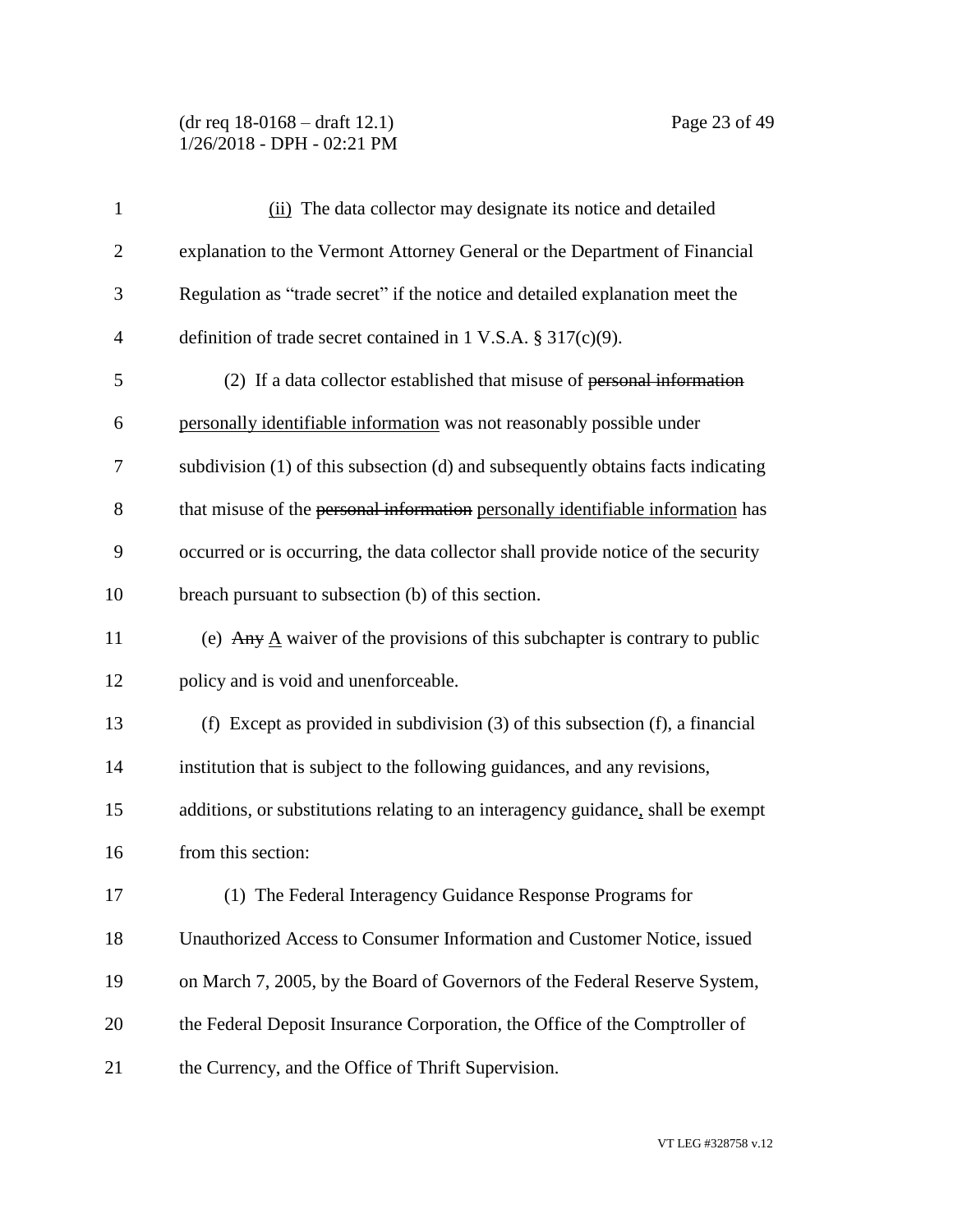(ii) The data collector may designate its notice and detailed explanation to the Vermont Attorney General or the Department of Financial Regulation as "trade secret" if the notice and detailed explanation meet the definition of trade secret contained in 1 V.S.A. § 317(c)(9).

(2) If a data collector established that misuse of ~~personal information~~ personally identifiable information was not reasonably possible under subdivision (1) of this subsection (d) and subsequently obtains facts indicating that misuse of the ~~personal information~~ personally identifiable information has occurred or is occurring, the data collector shall provide notice of the security breach pursuant to subsection (b) of this section.

(e) ~~Any~~ A waiver of the provisions of this subchapter is contrary to public policy and is void and unenforceable.

(f) Except as provided in subdivision (3) of this subsection (f), a financial institution that is subject to the following guidances, and any revisions, additions, or substitutions relating to an interagency guidance, shall be exempt from this section:

(1) The Federal Interagency Guidance Response Programs for Unauthorized Access to Consumer Information and Customer Notice, issued on March 7, 2005, by the Board of Governors of the Federal Reserve System, the Federal Deposit Insurance Corporation, the Office of the Comptroller of the Currency, and the Office of Thrift Supervision.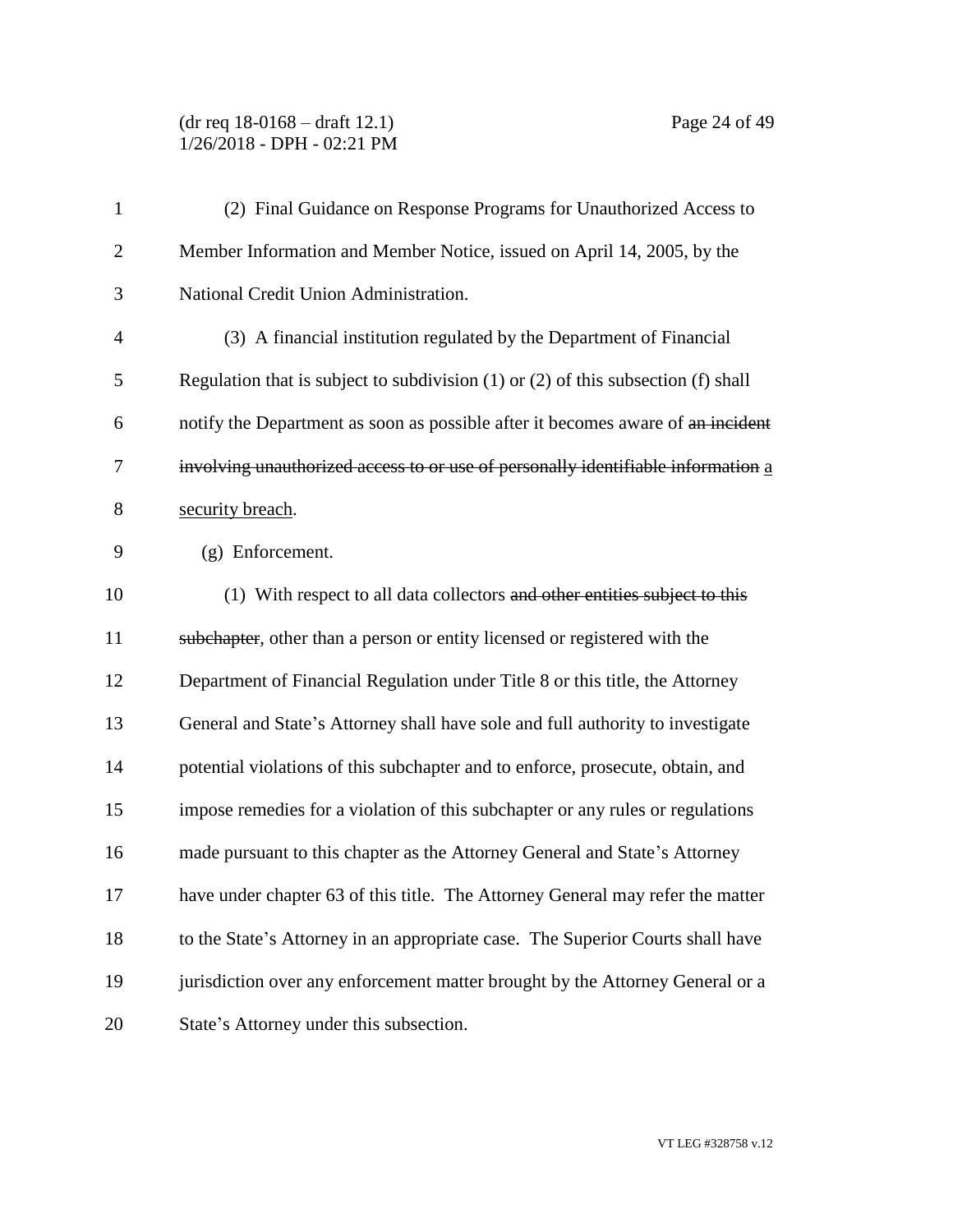(2) Final Guidance on Response Programs for Unauthorized Access to Member Information and Member Notice, issued on April 14, 2005, by the National Credit Union Administration.

(3) A financial institution regulated by the Department of Financial Regulation that is subject to subdivision (1) or (2) of this subsection (f) shall notify the Department as soon as possible after it becomes aware of ~~an incident involving unauthorized access to or use of personally identifiable information~~ a security breach.

(g) Enforcement.

(1) With respect to all data collectors ~~and other entities subject to this subchapter~~, other than a person or entity licensed or registered with the Department of Financial Regulation under Title 8 or this title, the Attorney General and State's Attorney shall have sole and full authority to investigate potential violations of this subchapter and to enforce, prosecute, obtain, and impose remedies for a violation of this subchapter or any rules or regulations made pursuant to this chapter as the Attorney General and State's Attorney have under chapter 63 of this title. The Attorney General may refer the matter to the State's Attorney in an appropriate case. The Superior Courts shall have jurisdiction over any enforcement matter brought by the Attorney General or a State's Attorney under this subsection.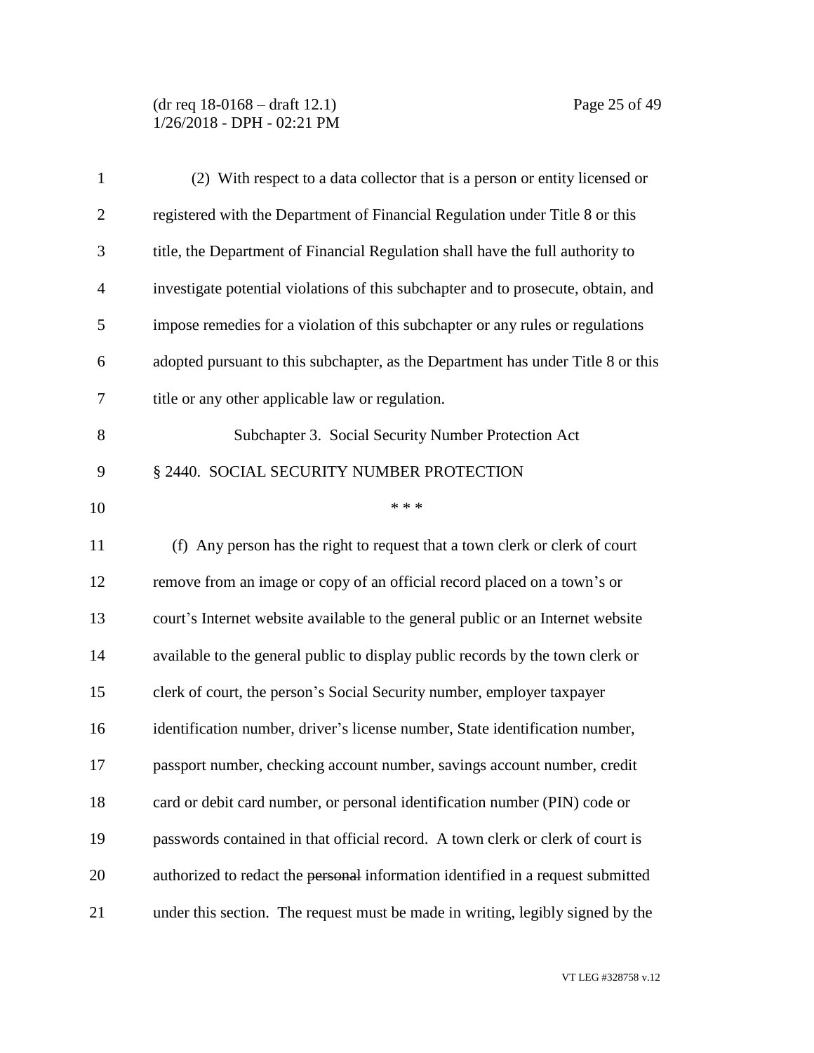(2) With respect to a data collector that is a person or entity licensed or registered with the Department of Financial Regulation under Title 8 or this title, the Department of Financial Regulation shall have the full authority to investigate potential violations of this subchapter and to prosecute, obtain, and impose remedies for a violation of this subchapter or any rules or regulations adopted pursuant to this subchapter, as the Department has under Title 8 or this title or any other applicable law or regulation.

Subchapter 3. Social Security Number Protection Act

§ 2440. SOCIAL SECURITY NUMBER PROTECTION

\* \* \*

(f) Any person has the right to request that a town clerk or clerk of court remove from an image or copy of an official record placed on a town's or court's Internet website available to the general public or an Internet website available to the general public to display public records by the town clerk or clerk of court, the person's Social Security number, employer taxpayer identification number, driver's license number, State identification number, passport number, checking account number, savings account number, credit card or debit card number, or personal identification number (PIN) code or passwords contained in that official record. A town clerk or clerk of court is authorized to redact the ~~personal~~ information identified in a request submitted under this section. The request must be made in writing, legibly signed by the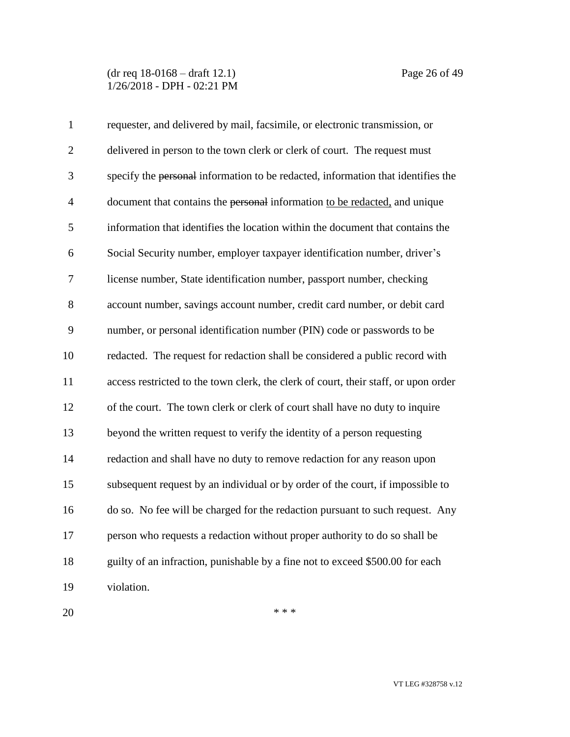requester, and delivered by mail, facsimile, or electronic transmission, or delivered in person to the town clerk or clerk of court. The request must specify the ~~personal~~ information to be redacted, information that identifies the document that contains the ~~personal~~ information <u>to be redacted,</u> and unique information that identifies the location within the document that contains the Social Security number, employer taxpayer identification number, driver's license number, State identification number, passport number, checking account number, savings account number, credit card number, or debit card number, or personal identification number (PIN) code or passwords to be redacted. The request for redaction shall be considered a public record with access restricted to the town clerk, the clerk of court, their staff, or upon order of the court. The town clerk or clerk of court shall have no duty to inquire beyond the written request to verify the identity of a person requesting redaction and shall have no duty to remove redaction for any reason upon subsequent request by an individual or by order of the court, if impossible to do so. No fee will be charged for the redaction pursuant to such request. Any person who requests a redaction without proper authority to do so shall be guilty of an infraction, punishable by a fine not to exceed $500.00 for each violation.

\* \* \*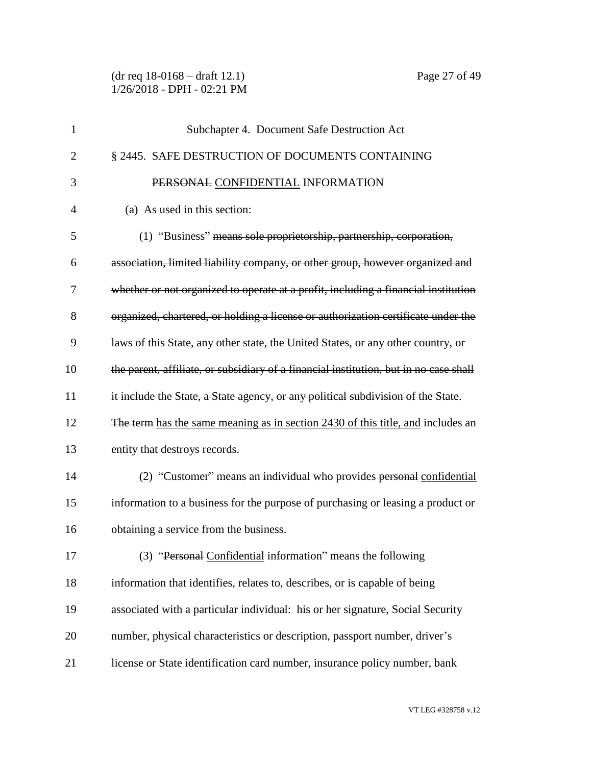Subchapter 4. Document Safe Destruction Act

§ 2445. SAFE DESTRUCTION OF DOCUMENTS CONTAINING ~~PERSONAL~~ CONFIDENTIAL INFORMATION

(a) As used in this section:

(1) "Business" ~~means sole proprietorship, partnership, corporation, association, limited liability company, or other group, however organized and whether or not organized to operate at a profit, including a financial institution organized, chartered, or holding a license or authorization certificate under the laws of this State, any other state, the United States, or any other country, or the parent, affiliate, or subsidiary of a financial institution, but in no case shall it include the State, a State agency, or any political subdivision of the State. The term~~ has the same meaning as in section 2430 of this title, and includes an entity that destroys records.

(2) "Customer" means an individual who provides ~~personal~~ confidential information to a business for the purpose of purchasing or leasing a product or obtaining a service from the business.

(3) "~~Personal~~ Confidential information" means the following information that identifies, relates to, describes, or is capable of being associated with a particular individual: his or her signature, Social Security number, physical characteristics or description, passport number, driver's license or State identification card number, insurance policy number, bank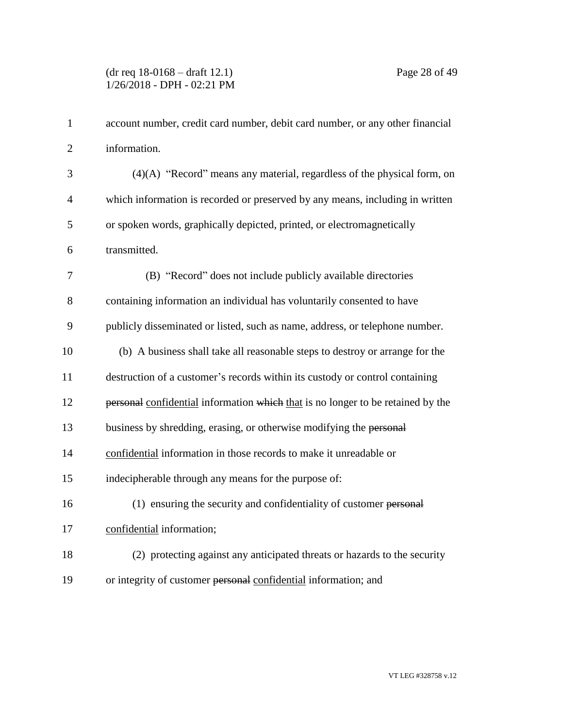account number, credit card number, debit card number, or any other financial information.

(4)(A) "Record" means any material, regardless of the physical form, on which information is recorded or preserved by any means, including in written or spoken words, graphically depicted, printed, or electromagnetically transmitted.

(B) "Record" does not include publicly available directories containing information an individual has voluntarily consented to have publicly disseminated or listed, such as name, address, or telephone number.

(b) A business shall take all reasonable steps to destroy or arrange for the destruction of a customer's records within its custody or control containing ~~personal~~ <u>confidential</u> information ~~which~~ <u>that</u> is no longer to be retained by the business by shredding, erasing, or otherwise modifying the ~~personal~~ <u>confidential</u> information in those records to make it unreadable or indecipherable through any means for the purpose of:

(1) ensuring the security and confidentiality of customer ~~personal~~ <u>confidential</u> information;

(2) protecting against any anticipated threats or hazards to the security or integrity of customer ~~personal~~ <u>confidential</u> information; and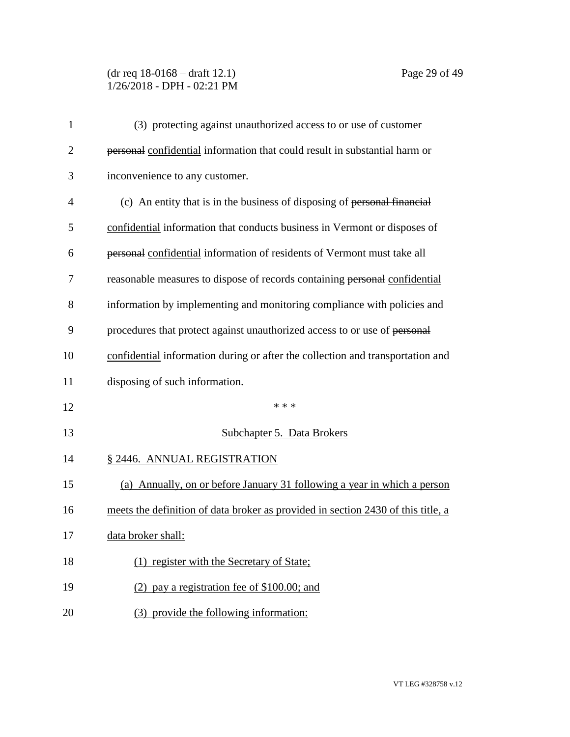(3) protecting against unauthorized access to or use of customer ~~personal~~ confidential information that could result in substantial harm or inconvenience to any customer.

(c) An entity that is in the business of disposing of ~~personal financial~~ confidential information that conducts business in Vermont or disposes of ~~personal~~ confidential information of residents of Vermont must take all reasonable measures to dispose of records containing ~~personal~~ confidential information by implementing and monitoring compliance with policies and procedures that protect against unauthorized access to or use of ~~personal~~ confidential information during or after the collection and transportation and disposing of such information.

\* \* \*

Subchapter 5. Data Brokers

§ 2446. ANNUAL REGISTRATION

(a) Annually, on or before January 31 following a year in which a person meets the definition of data broker as provided in section 2430 of this title, a data broker shall:

(1) register with the Secretary of State;

(2) pay a registration fee of $100.00; and

(3) provide the following information: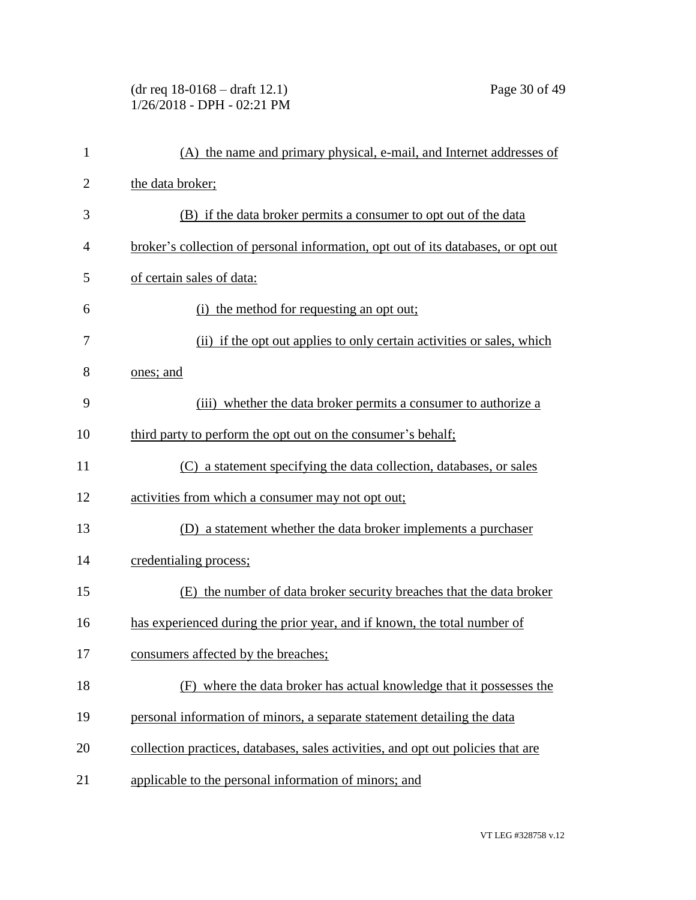(A) the name and primary physical, e-mail, and Internet addresses of the data broker;

(B) if the data broker permits a consumer to opt out of the data broker's collection of personal information, opt out of its databases, or opt out of certain sales of data:

(i) the method for requesting an opt out;

(ii) if the opt out applies to only certain activities or sales, which ones; and

(iii) whether the data broker permits a consumer to authorize a third party to perform the opt out on the consumer's behalf;

(C) a statement specifying the data collection, databases, or sales activities from which a consumer may not opt out;

(D) a statement whether the data broker implements a purchaser credentialing process;

(E) the number of data broker security breaches that the data broker has experienced during the prior year, and if known, the total number of consumers affected by the breaches;

(F) where the data broker has actual knowledge that it possesses the personal information of minors, a separate statement detailing the data collection practices, databases, sales activities, and opt out policies that are applicable to the personal information of minors; and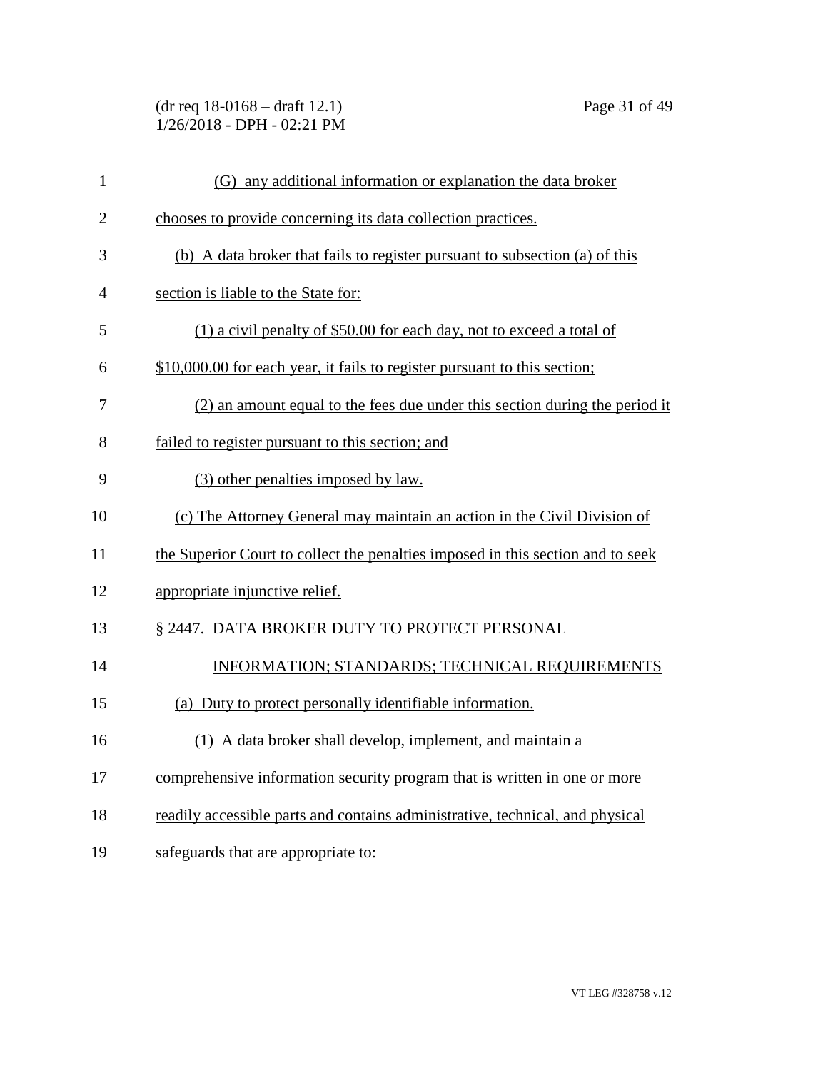(G) any additional information or explanation the data broker chooses to provide concerning its data collection practices.

(b) A data broker that fails to register pursuant to subsection (a) of this section is liable to the State for:

(1) a civil penalty of $50.00 for each day, not to exceed a total of $10,000.00 for each year, it fails to register pursuant to this section;

(2) an amount equal to the fees due under this section during the period it failed to register pursuant to this section; and

(3) other penalties imposed by law.

(c) The Attorney General may maintain an action in the Civil Division of the Superior Court to collect the penalties imposed in this section and to seek appropriate injunctive relief.

§ 2447. DATA BROKER DUTY TO PROTECT PERSONAL INFORMATION; STANDARDS; TECHNICAL REQUIREMENTS

(a) Duty to protect personally identifiable information.

(1) A data broker shall develop, implement, and maintain a comprehensive information security program that is written in one or more readily accessible parts and contains administrative, technical, and physical safeguards that are appropriate to: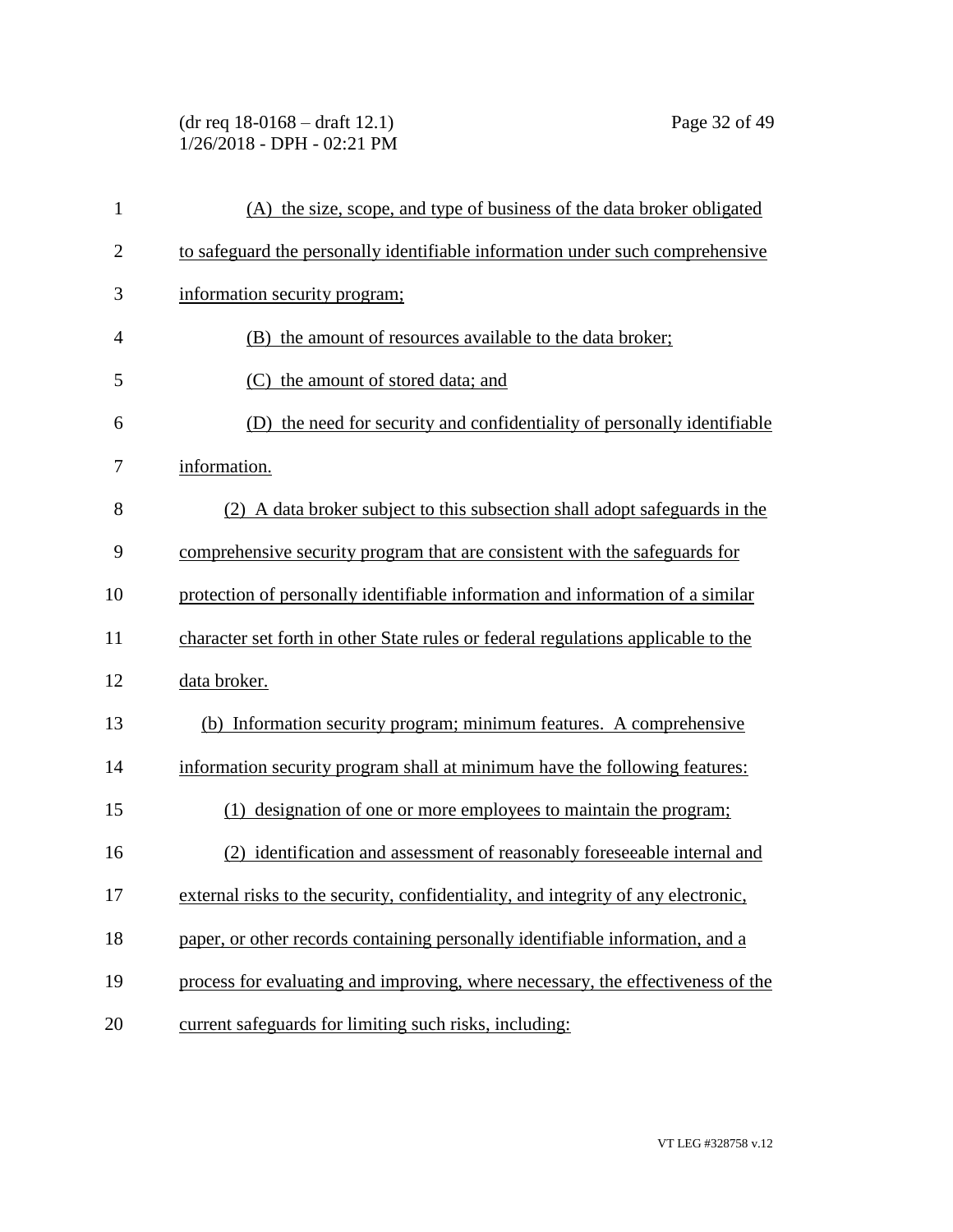(A) the size, scope, and type of business of the data broker obligated to safeguard the personally identifiable information under such comprehensive information security program;

(B) the amount of resources available to the data broker;

(C) the amount of stored data; and

(D) the need for security and confidentiality of personally identifiable information.

(2) A data broker subject to this subsection shall adopt safeguards in the comprehensive security program that are consistent with the safeguards for protection of personally identifiable information and information of a similar character set forth in other State rules or federal regulations applicable to the data broker.

(b) Information security program; minimum features. A comprehensive information security program shall at minimum have the following features:

(1) designation of one or more employees to maintain the program;

(2) identification and assessment of reasonably foreseeable internal and external risks to the security, confidentiality, and integrity of any electronic, paper, or other records containing personally identifiable information, and a process for evaluating and improving, where necessary, the effectiveness of the current safeguards for limiting such risks, including: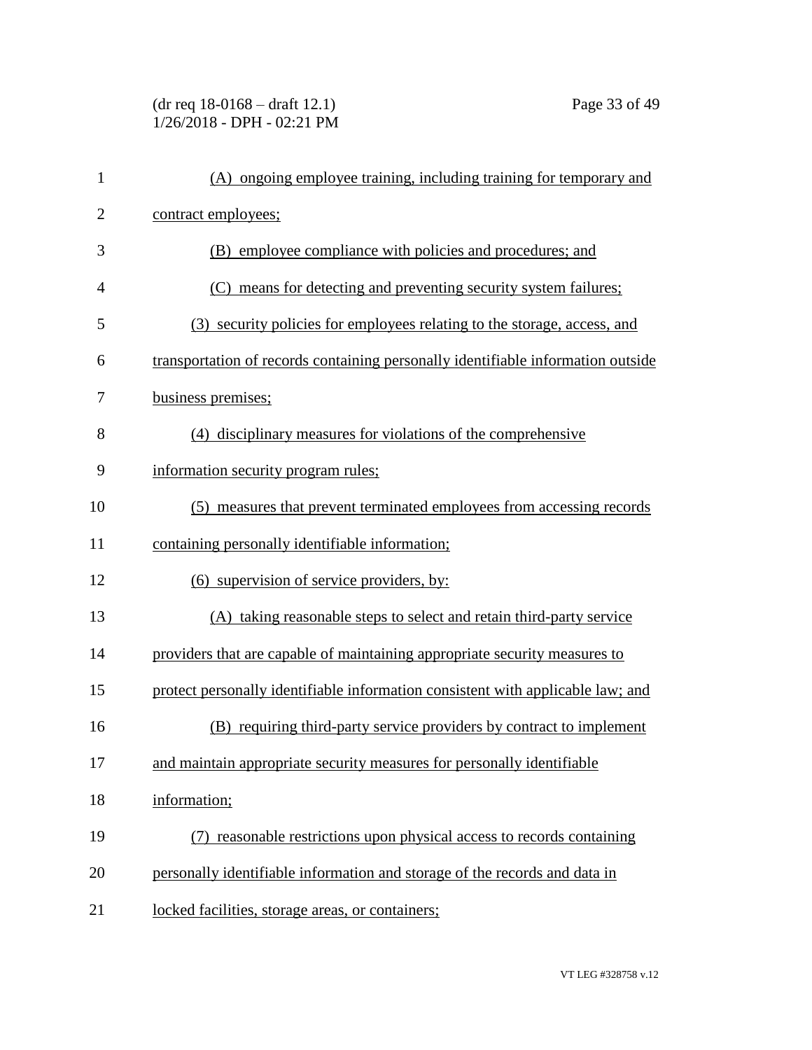(A) ongoing employee training, including training for temporary and contract employees;

(B) employee compliance with policies and procedures; and

(C) means for detecting and preventing security system failures;

(3) security policies for employees relating to the storage, access, and transportation of records containing personally identifiable information outside business premises;

(4) disciplinary measures for violations of the comprehensive information security program rules;

(5) measures that prevent terminated employees from accessing records containing personally identifiable information;

(6) supervision of service providers, by:

(A) taking reasonable steps to select and retain third-party service providers that are capable of maintaining appropriate security measures to protect personally identifiable information consistent with applicable law; and

(B) requiring third-party service providers by contract to implement and maintain appropriate security measures for personally identifiable information;

(7) reasonable restrictions upon physical access to records containing personally identifiable information and storage of the records and data in locked facilities, storage areas, or containers;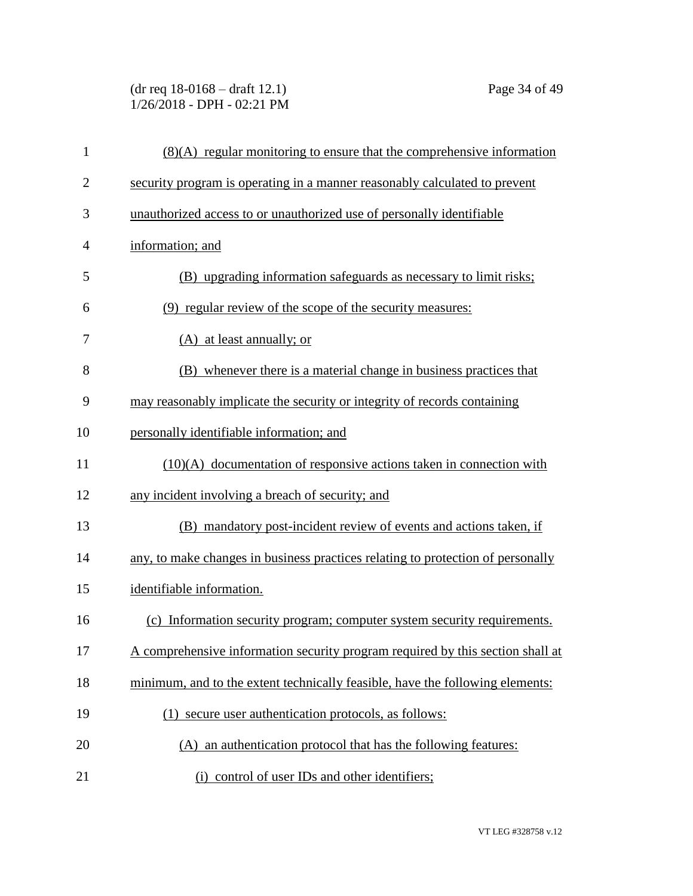(8)(A) regular monitoring to ensure that the comprehensive information security program is operating in a manner reasonably calculated to prevent unauthorized access to or unauthorized use of personally identifiable information; and

(B) upgrading information safeguards as necessary to limit risks;

(9) regular review of the scope of the security measures:

(A) at least annually; or

(B) whenever there is a material change in business practices that may reasonably implicate the security or integrity of records containing personally identifiable information; and

(10)(A) documentation of responsive actions taken in connection with any incident involving a breach of security; and

(B) mandatory post-incident review of events and actions taken, if any, to make changes in business practices relating to protection of personally identifiable information.

(c) Information security program; computer system security requirements. A comprehensive information security program required by this section shall at minimum, and to the extent technically feasible, have the following elements:

(1) secure user authentication protocols, as follows:

(A) an authentication protocol that has the following features:

(i) control of user IDs and other identifiers;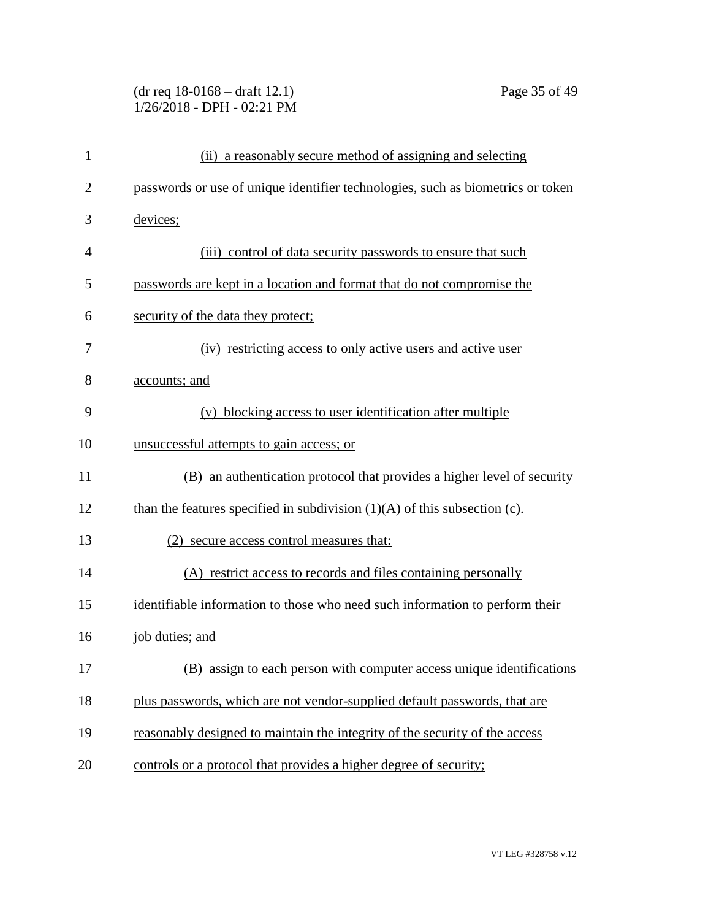(ii) a reasonably secure method of assigning and selecting passwords or use of unique identifier technologies, such as biometrics or token devices;

(iii) control of data security passwords to ensure that such passwords are kept in a location and format that do not compromise the security of the data they protect;

(iv) restricting access to only active users and active user accounts; and

(v) blocking access to user identification after multiple unsuccessful attempts to gain access; or

(B) an authentication protocol that provides a higher level of security than the features specified in subdivision (1)(A) of this subsection (c).

(2) secure access control measures that:

(A) restrict access to records and files containing personally identifiable information to those who need such information to perform their job duties; and

(B) assign to each person with computer access unique identifications plus passwords, which are not vendor-supplied default passwords, that are reasonably designed to maintain the integrity of the security of the access controls or a protocol that provides a higher degree of security;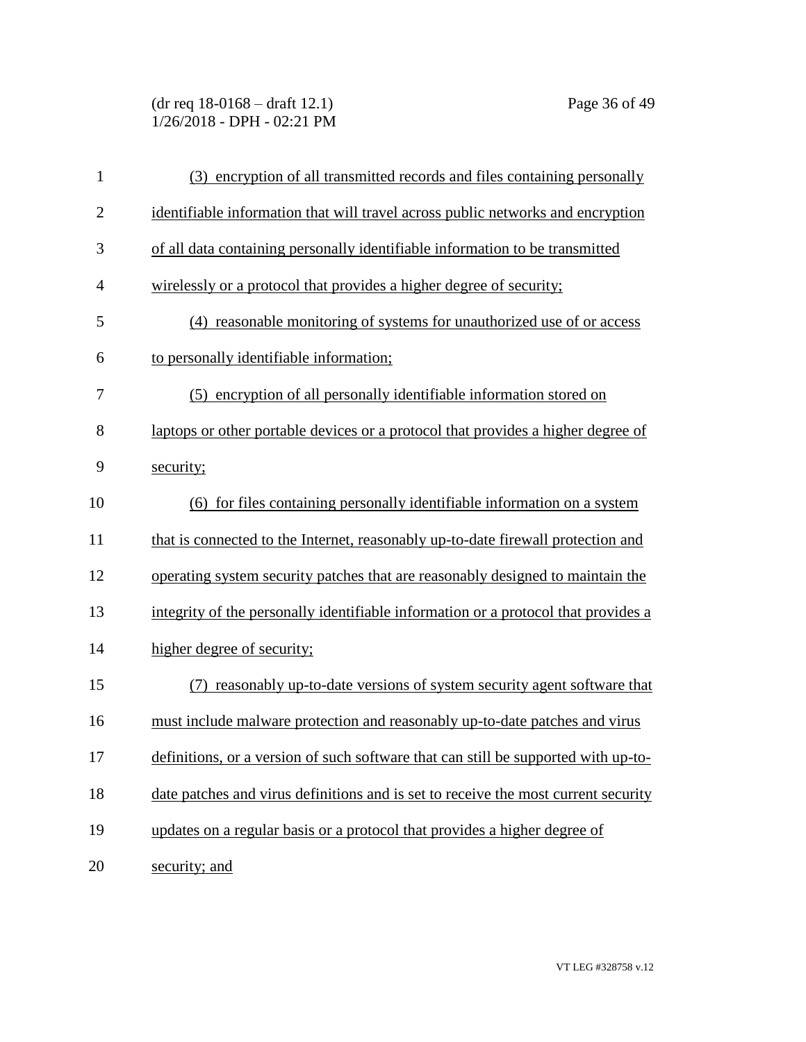(3) encryption of all transmitted records and files containing personally identifiable information that will travel across public networks and encryption of all data containing personally identifiable information to be transmitted wirelessly or a protocol that provides a higher degree of security;

(4) reasonable monitoring of systems for unauthorized use of or access to personally identifiable information;

(5) encryption of all personally identifiable information stored on laptops or other portable devices or a protocol that provides a higher degree of security;

(6) for files containing personally identifiable information on a system that is connected to the Internet, reasonably up-to-date firewall protection and operating system security patches that are reasonably designed to maintain the integrity of the personally identifiable information or a protocol that provides a higher degree of security;

(7) reasonably up-to-date versions of system security agent software that must include malware protection and reasonably up-to-date patches and virus definitions, or a version of such software that can still be supported with up-to-date patches and virus definitions and is set to receive the most current security updates on a regular basis or a protocol that provides a higher degree of security; and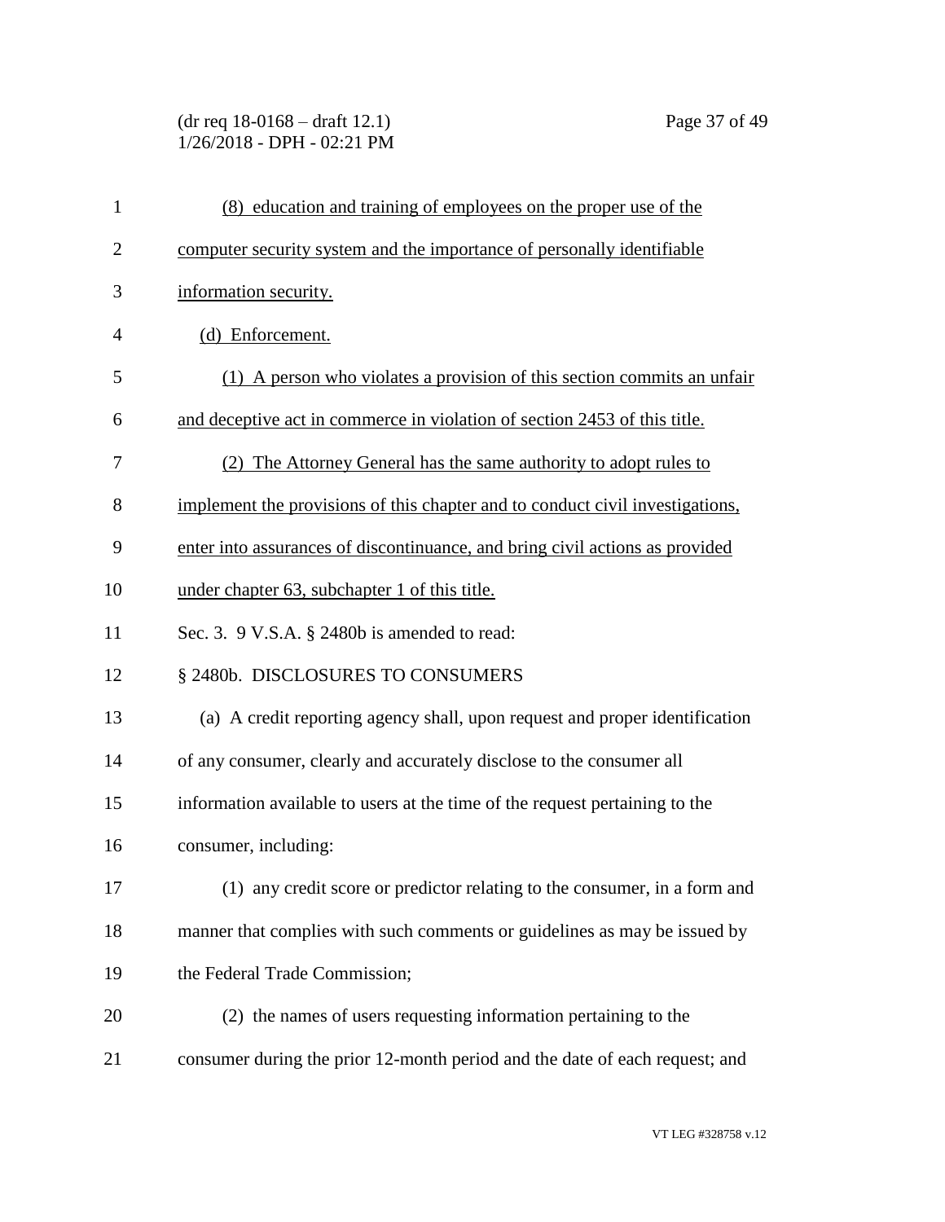(8) education and training of employees on the proper use of the computer security system and the importance of personally identifiable information security.

(d) Enforcement.

(1) A person who violates a provision of this section commits an unfair and deceptive act in commerce in violation of section 2453 of this title.

(2) The Attorney General has the same authority to adopt rules to implement the provisions of this chapter and to conduct civil investigations, enter into assurances of discontinuance, and bring civil actions as provided under chapter 63, subchapter 1 of this title.

Sec. 3. 9 V.S.A. § 2480b is amended to read:

§ 2480b. DISCLOSURES TO CONSUMERS

(a) A credit reporting agency shall, upon request and proper identification of any consumer, clearly and accurately disclose to the consumer all information available to users at the time of the request pertaining to the consumer, including:

(1) any credit score or predictor relating to the consumer, in a form and manner that complies with such comments or guidelines as may be issued by the Federal Trade Commission;

(2) the names of users requesting information pertaining to the consumer during the prior 12-month period and the date of each request; and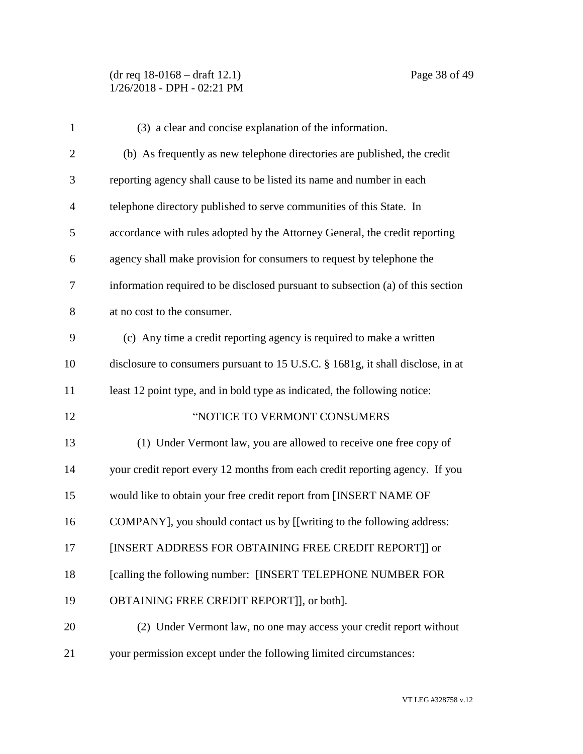(3) a clear and concise explanation of the information.

(b) As frequently as new telephone directories are published, the credit reporting agency shall cause to be listed its name and number in each telephone directory published to serve communities of this State. In accordance with rules adopted by the Attorney General, the credit reporting agency shall make provision for consumers to request by telephone the information required to be disclosed pursuant to subsection (a) of this section at no cost to the consumer.

(c) Any time a credit reporting agency is required to make a written disclosure to consumers pursuant to 15 U.S.C. § 1681g, it shall disclose, in at least 12 point type, and in bold type as indicated, the following notice:

"NOTICE TO VERMONT CONSUMERS

(1) Under Vermont law, you are allowed to receive one free copy of your credit report every 12 months from each credit reporting agency. If you would like to obtain your free credit report from [INSERT NAME OF COMPANY], you should contact us by [[writing to the following address: [INSERT ADDRESS FOR OBTAINING FREE CREDIT REPORT]] or [calling the following number: [INSERT TELEPHONE NUMBER FOR OBTAINING FREE CREDIT REPORT]], or both].

(2) Under Vermont law, no one may access your credit report without your permission except under the following limited circumstances: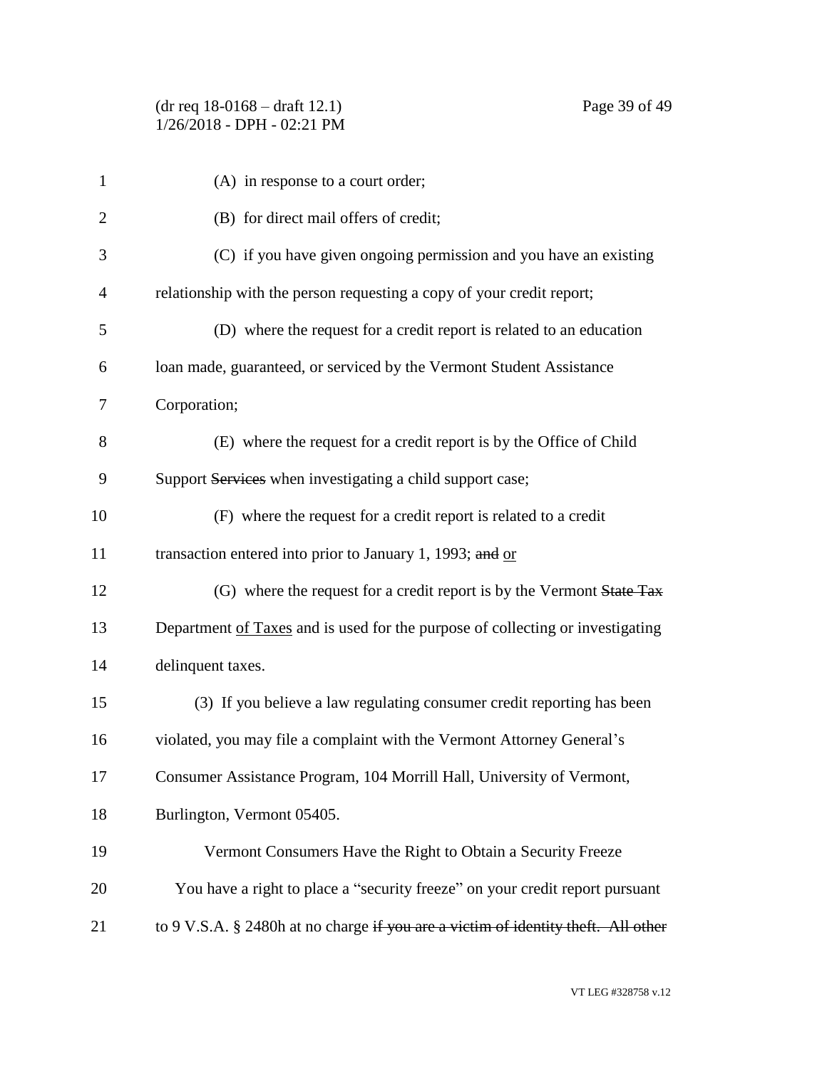(A) in response to a court order;

(B) for direct mail offers of credit;

(C) if you have given ongoing permission and you have an existing relationship with the person requesting a copy of your credit report;

(D) where the request for a credit report is related to an education loan made, guaranteed, or serviced by the Vermont Student Assistance Corporation;

(E) where the request for a credit report is by the Office of Child Support ~~Services~~ when investigating a child support case;

(F) where the request for a credit report is related to a credit transaction entered into prior to January 1, 1993; ~~and~~ <u>or</u>

(G) where the request for a credit report is by the Vermont ~~State Tax~~ Department <u>of Taxes</u> and is used for the purpose of collecting or investigating delinquent taxes.

(3) If you believe a law regulating consumer credit reporting has been violated, you may file a complaint with the Vermont Attorney General's Consumer Assistance Program, 104 Morrill Hall, University of Vermont, Burlington, Vermont 05405.

Vermont Consumers Have the Right to Obtain a Security Freeze

You have a right to place a "security freeze" on your credit report pursuant to 9 V.S.A. § 2480h at no charge ~~if you are a victim of identity theft. All other~~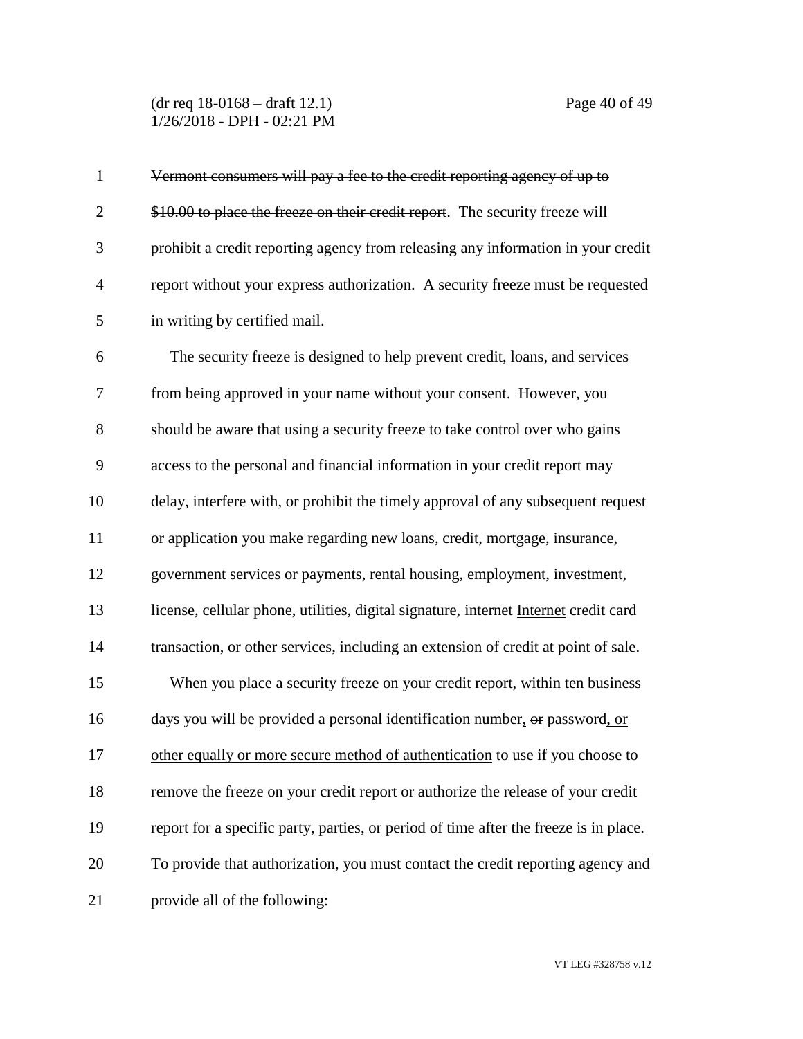~~Vermont consumers will pay a fee to the credit reporting agency of up to $10.00 to place the freeze on their credit report~~. The security freeze will prohibit a credit reporting agency from releasing any information in your credit report without your express authorization. A security freeze must be requested in writing by certified mail.

The security freeze is designed to help prevent credit, loans, and services from being approved in your name without your consent. However, you should be aware that using a security freeze to take control over who gains access to the personal and financial information in your credit report may delay, interfere with, or prohibit the timely approval of any subsequent request or application you make regarding new loans, credit, mortgage, insurance, government services or payments, rental housing, employment, investment, license, cellular phone, utilities, digital signature, ~~internet~~ <u>Internet</u> credit card transaction, or other services, including an extension of credit at point of sale.

When you place a security freeze on your credit report, within ten business days you will be provided a personal identification number<u>,</u> ~~or~~ password<u>, or other equally or more secure method of authentication</u> to use if you choose to remove the freeze on your credit report or authorize the release of your credit report for a specific party, parties<u>,</u> or period of time after the freeze is in place. To provide that authorization, you must contact the credit reporting agency and provide all of the following: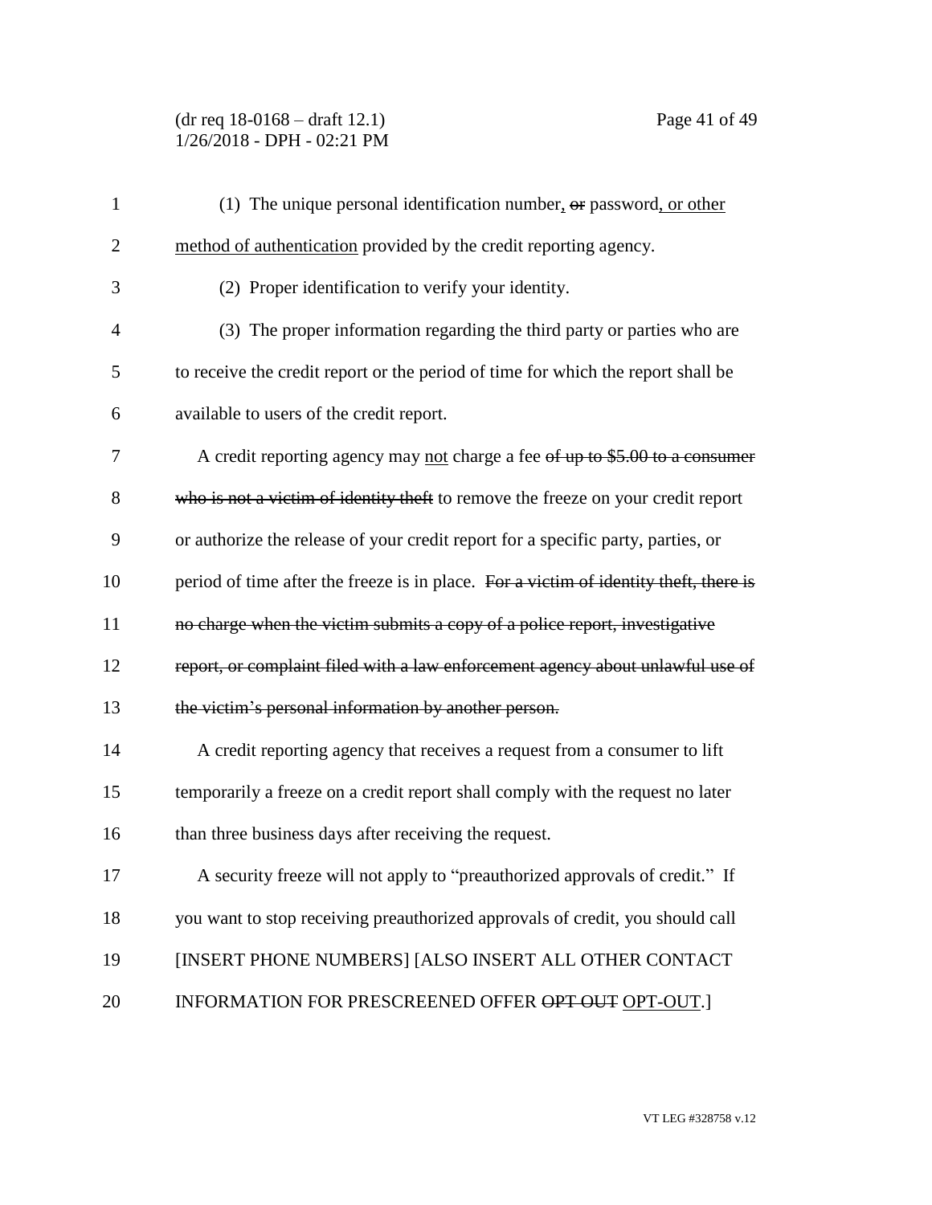(1) The unique personal identification number, ~~or~~ password, or other method of authentication provided by the credit reporting agency.

(2) Proper identification to verify your identity.

(3) The proper information regarding the third party or parties who are to receive the credit report or the period of time for which the report shall be available to users of the credit report.

A credit reporting agency may not charge a fee ~~of up to $5.00 to a consumer who is not a victim of identity theft~~ to remove the freeze on your credit report or authorize the release of your credit report for a specific party, parties, or period of time after the freeze is in place. ~~For a victim of identity theft, there is no charge when the victim submits a copy of a police report, investigative report, or complaint filed with a law enforcement agency about unlawful use of the victim's personal information by another person.~~

A credit reporting agency that receives a request from a consumer to lift temporarily a freeze on a credit report shall comply with the request no later than three business days after receiving the request.

A security freeze will not apply to "preauthorized approvals of credit." If you want to stop receiving preauthorized approvals of credit, you should call [INSERT PHONE NUMBERS] [ALSO INSERT ALL OTHER CONTACT INFORMATION FOR PRESCREENED OFFER ~~OPT OUT~~ OPT-OUT.]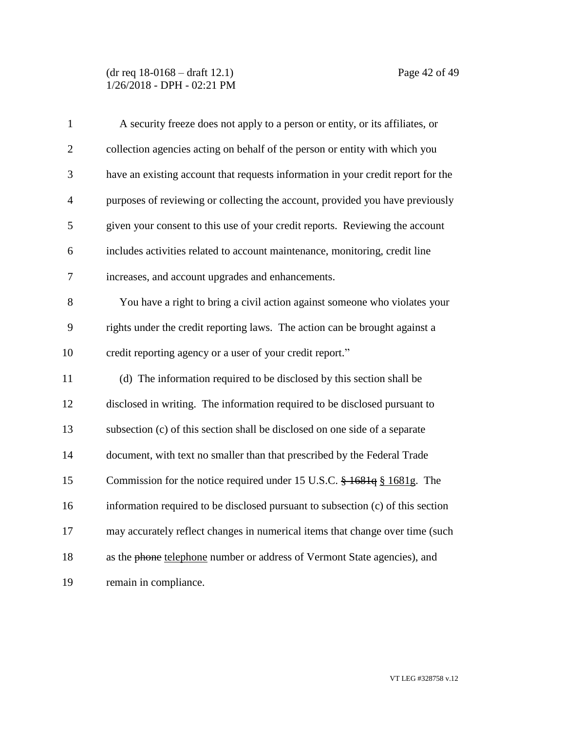A security freeze does not apply to a person or entity, or its affiliates, or collection agencies acting on behalf of the person or entity with which you have an existing account that requests information in your credit report for the purposes of reviewing or collecting the account, provided you have previously given your consent to this use of your credit reports. Reviewing the account includes activities related to account maintenance, monitoring, credit line increases, and account upgrades and enhancements.

You have a right to bring a civil action against someone who violates your rights under the credit reporting laws. The action can be brought against a credit reporting agency or a user of your credit report."

(d) The information required to be disclosed by this section shall be disclosed in writing. The information required to be disclosed pursuant to subsection (c) of this section shall be disclosed on one side of a separate document, with text no smaller than that prescribed by the Federal Trade Commission for the notice required under 15 U.S.C. ~~§ 1681q~~ <u>§ 1681g</u>. The information required to be disclosed pursuant to subsection (c) of this section may accurately reflect changes in numerical items that change over time (such as the ~~phone~~ <u>telephone</u> number or address of Vermont State agencies), and remain in compliance.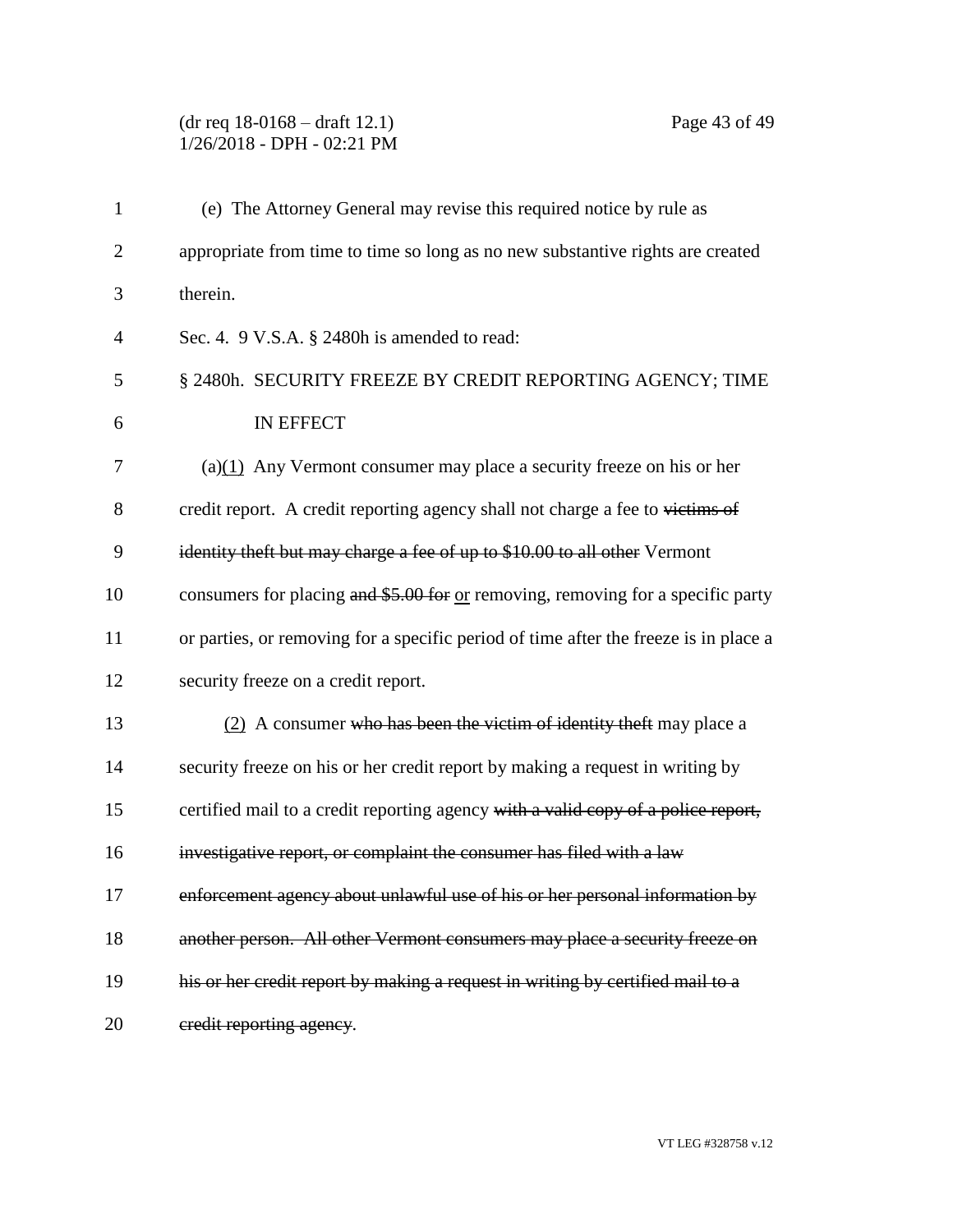(e) The Attorney General may revise this required notice by rule as appropriate from time to time so long as no new substantive rights are created therein.

Sec. 4. 9 V.S.A. § 2480h is amended to read:

§ 2480h. SECURITY FREEZE BY CREDIT REPORTING AGENCY; TIME IN EFFECT

(a)<u>(1)</u> Any Vermont consumer may place a security freeze on his or her credit report. A credit reporting agency shall not charge a fee to ~~victims of identity theft but may charge a fee of up to $10.00 to all other~~ Vermont consumers for placing ~~and $5.00 for~~ <u>or</u> removing, removing for a specific party or parties, or removing for a specific period of time after the freeze is in place a security freeze on a credit report.

<u>(2)</u> A consumer ~~who has been the victim of identity theft~~ may place a security freeze on his or her credit report by making a request in writing by certified mail to a credit reporting agency ~~with a valid copy of a police report, investigative report, or complaint the consumer has filed with a law enforcement agency about unlawful use of his or her personal information by another person. All other Vermont consumers may place a security freeze on his or her credit report by making a request in writing by certified mail to a credit reporting agency~~.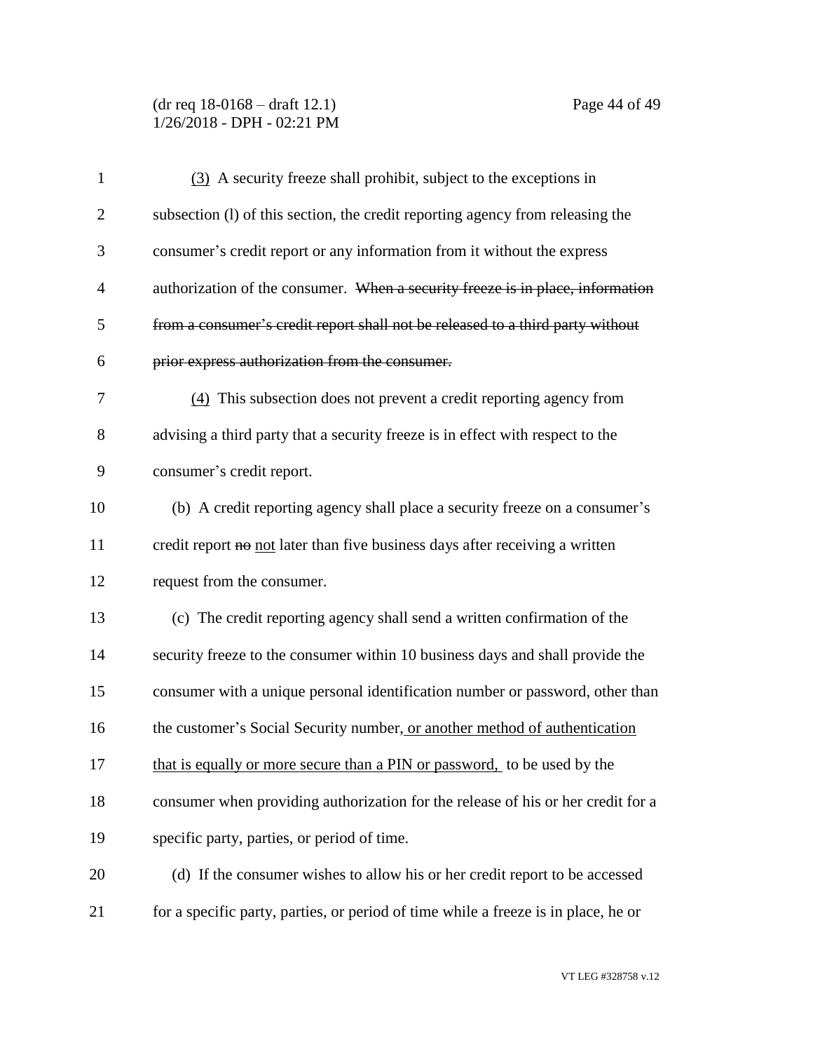(3) A security freeze shall prohibit, subject to the exceptions in subsection (l) of this section, the credit reporting agency from releasing the consumer's credit report or any information from it without the express authorization of the consumer. ~~When a security freeze is in place, information from a consumer's credit report shall not be released to a third party without prior express authorization from the consumer.~~

(4) This subsection does not prevent a credit reporting agency from advising a third party that a security freeze is in effect with respect to the consumer's credit report.

(b) A credit reporting agency shall place a security freeze on a consumer's credit report ~~no~~ not later than five business days after receiving a written request from the consumer.

(c) The credit reporting agency shall send a written confirmation of the security freeze to the consumer within 10 business days and shall provide the consumer with a unique personal identification number or password, other than the customer's Social Security number, or another method of authentication that is equally or more secure than a PIN or password, to be used by the consumer when providing authorization for the release of his or her credit for a specific party, parties, or period of time.

(d) If the consumer wishes to allow his or her credit report to be accessed for a specific party, parties, or period of time while a freeze is in place, he or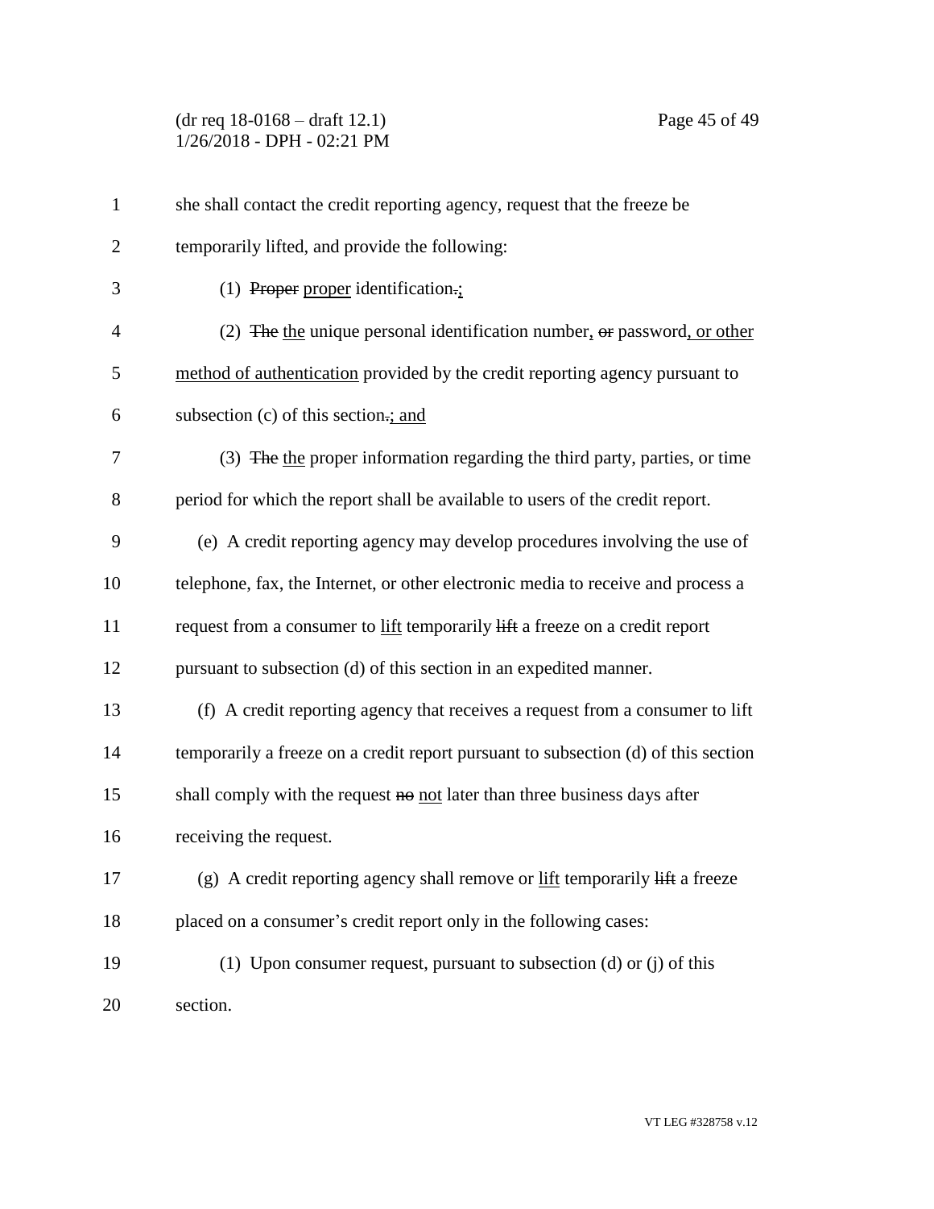she shall contact the credit reporting agency, request that the freeze be temporarily lifted, and provide the following:

(1) ~~Proper~~ <u>proper</u> identification~~.~~<u>;</u>

(2) ~~The~~ <u>the</u> unique personal identification number<u>,</u> ~~or~~ password<u>, or other method of authentication</u> provided by the credit reporting agency pursuant to subsection (c) of this section~~.~~<u>; and</u>

(3) ~~The~~ <u>the</u> proper information regarding the third party, parties, or time period for which the report shall be available to users of the credit report.

(e) A credit reporting agency may develop procedures involving the use of telephone, fax, the Internet, or other electronic media to receive and process a request from a consumer to <u>lift</u> temporarily ~~lift~~ a freeze on a credit report pursuant to subsection (d) of this section in an expedited manner.

(f) A credit reporting agency that receives a request from a consumer to lift temporarily a freeze on a credit report pursuant to subsection (d) of this section shall comply with the request ~~no~~ <u>not</u> later than three business days after receiving the request.

(g) A credit reporting agency shall remove or <u>lift</u> temporarily ~~lift~~ a freeze placed on a consumer's credit report only in the following cases:

(1) Upon consumer request, pursuant to subsection (d) or (j) of this section.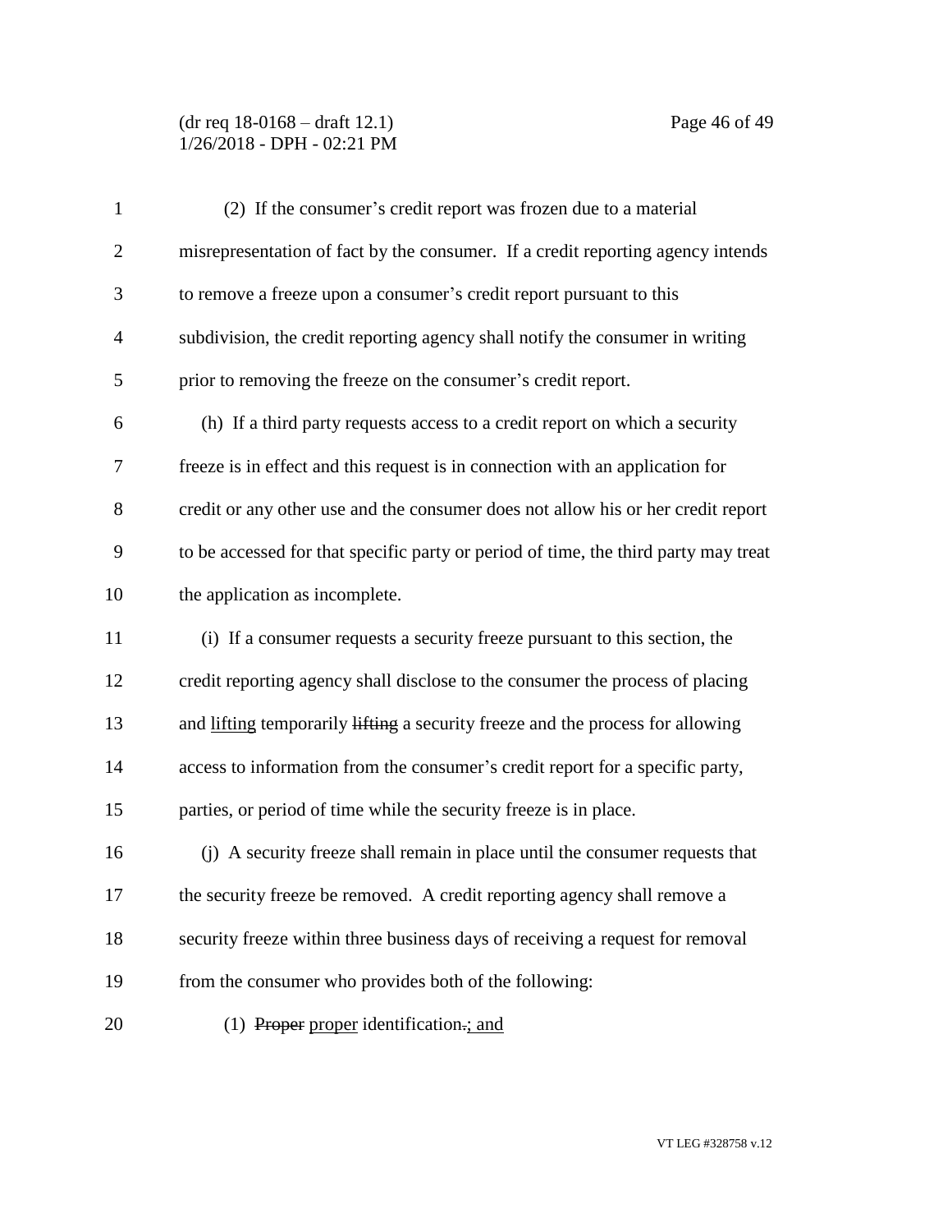(2) If the consumer's credit report was frozen due to a material misrepresentation of fact by the consumer. If a credit reporting agency intends to remove a freeze upon a consumer's credit report pursuant to this subdivision, the credit reporting agency shall notify the consumer in writing prior to removing the freeze on the consumer's credit report.

(h) If a third party requests access to a credit report on which a security freeze is in effect and this request is in connection with an application for credit or any other use and the consumer does not allow his or her credit report to be accessed for that specific party or period of time, the third party may treat the application as incomplete.

(i) If a consumer requests a security freeze pursuant to this section, the credit reporting agency shall disclose to the consumer the process of placing and <u>lifting</u> temporarily ~~lifting~~ a security freeze and the process for allowing access to information from the consumer's credit report for a specific party, parties, or period of time while the security freeze is in place.

(j) A security freeze shall remain in place until the consumer requests that the security freeze be removed. A credit reporting agency shall remove a security freeze within three business days of receiving a request for removal from the consumer who provides both of the following:

(1) ~~Proper~~ <u>proper</u> identification~~.~~<u>; and</u>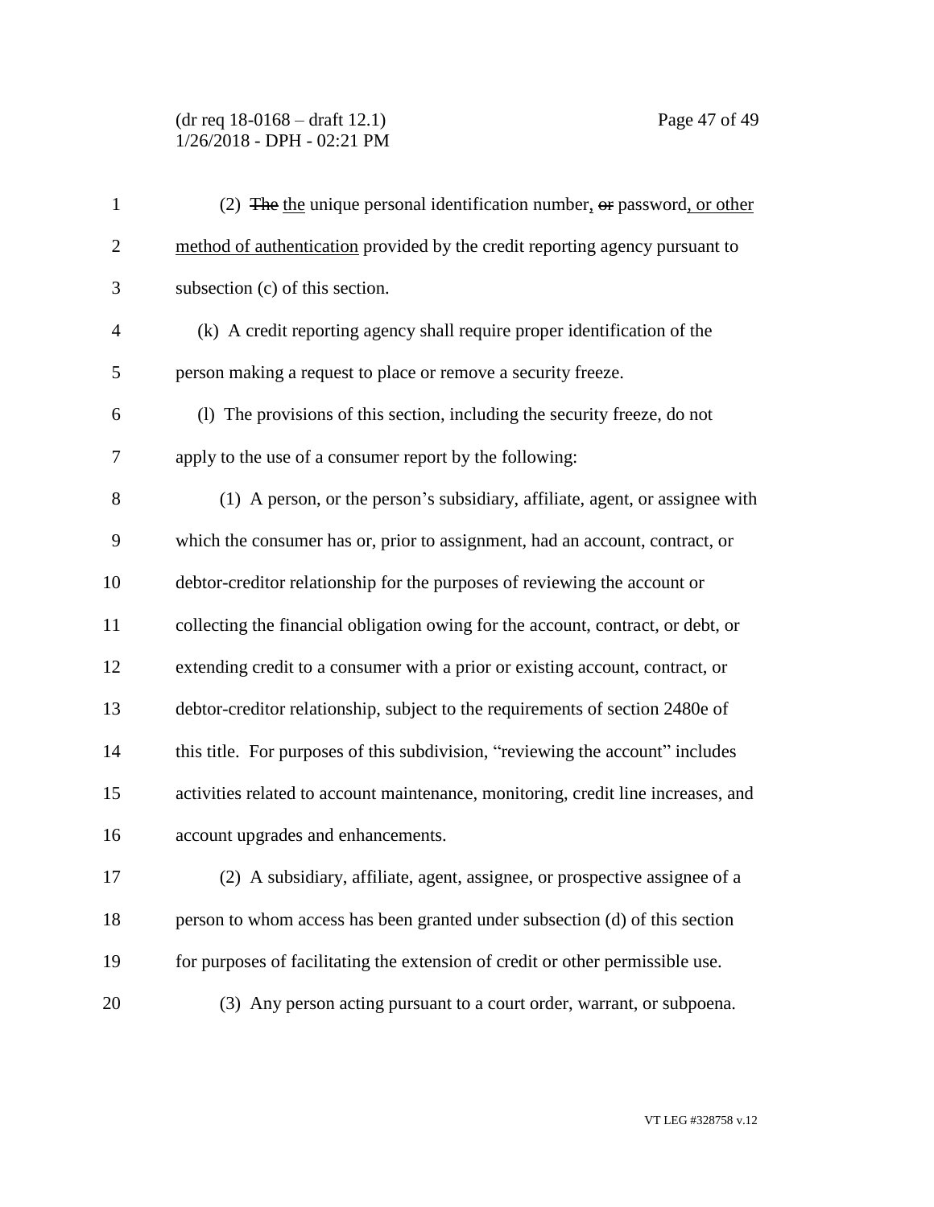(2) ~~The~~ the unique personal identification number, ~~or~~ password, or other method of authentication provided by the credit reporting agency pursuant to subsection (c) of this section.

(k) A credit reporting agency shall require proper identification of the person making a request to place or remove a security freeze.

(l) The provisions of this section, including the security freeze, do not apply to the use of a consumer report by the following:

(1) A person, or the person's subsidiary, affiliate, agent, or assignee with which the consumer has or, prior to assignment, had an account, contract, or debtor-creditor relationship for the purposes of reviewing the account or collecting the financial obligation owing for the account, contract, or debt, or extending credit to a consumer with a prior or existing account, contract, or debtor-creditor relationship, subject to the requirements of section 2480e of this title. For purposes of this subdivision, "reviewing the account" includes activities related to account maintenance, monitoring, credit line increases, and account upgrades and enhancements.

(2) A subsidiary, affiliate, agent, assignee, or prospective assignee of a person to whom access has been granted under subsection (d) of this section for purposes of facilitating the extension of credit or other permissible use.

(3) Any person acting pursuant to a court order, warrant, or subpoena.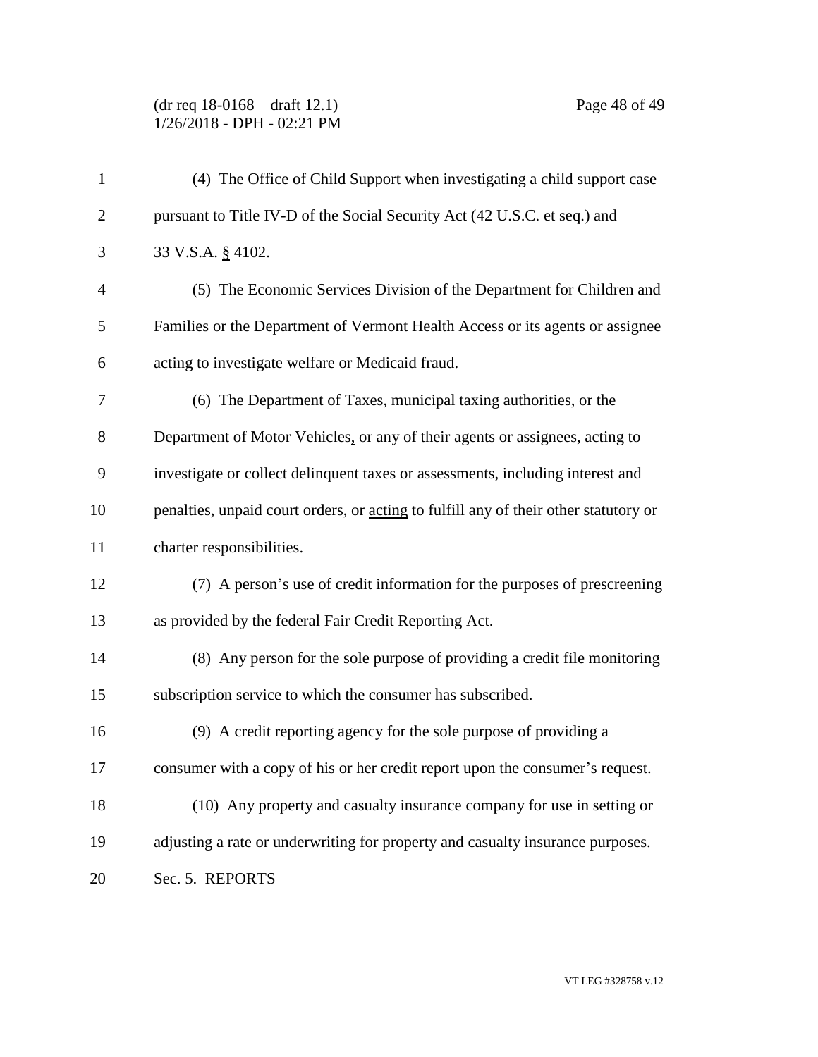(4) The Office of Child Support when investigating a child support case pursuant to Title IV-D of the Social Security Act (42 U.S.C. et seq.) and 33 V.S.A. § 4102.

(5) The Economic Services Division of the Department for Children and Families or the Department of Vermont Health Access or its agents or assignee acting to investigate welfare or Medicaid fraud.

(6) The Department of Taxes, municipal taxing authorities, or the Department of Motor Vehicles, or any of their agents or assignees, acting to investigate or collect delinquent taxes or assessments, including interest and penalties, unpaid court orders, or acting to fulfill any of their other statutory or charter responsibilities.

(7) A person's use of credit information for the purposes of prescreening as provided by the federal Fair Credit Reporting Act.

(8) Any person for the sole purpose of providing a credit file monitoring subscription service to which the consumer has subscribed.

(9) A credit reporting agency for the sole purpose of providing a consumer with a copy of his or her credit report upon the consumer's request.

(10) Any property and casualty insurance company for use in setting or adjusting a rate or underwriting for property and casualty insurance purposes.

Sec. 5. REPORTS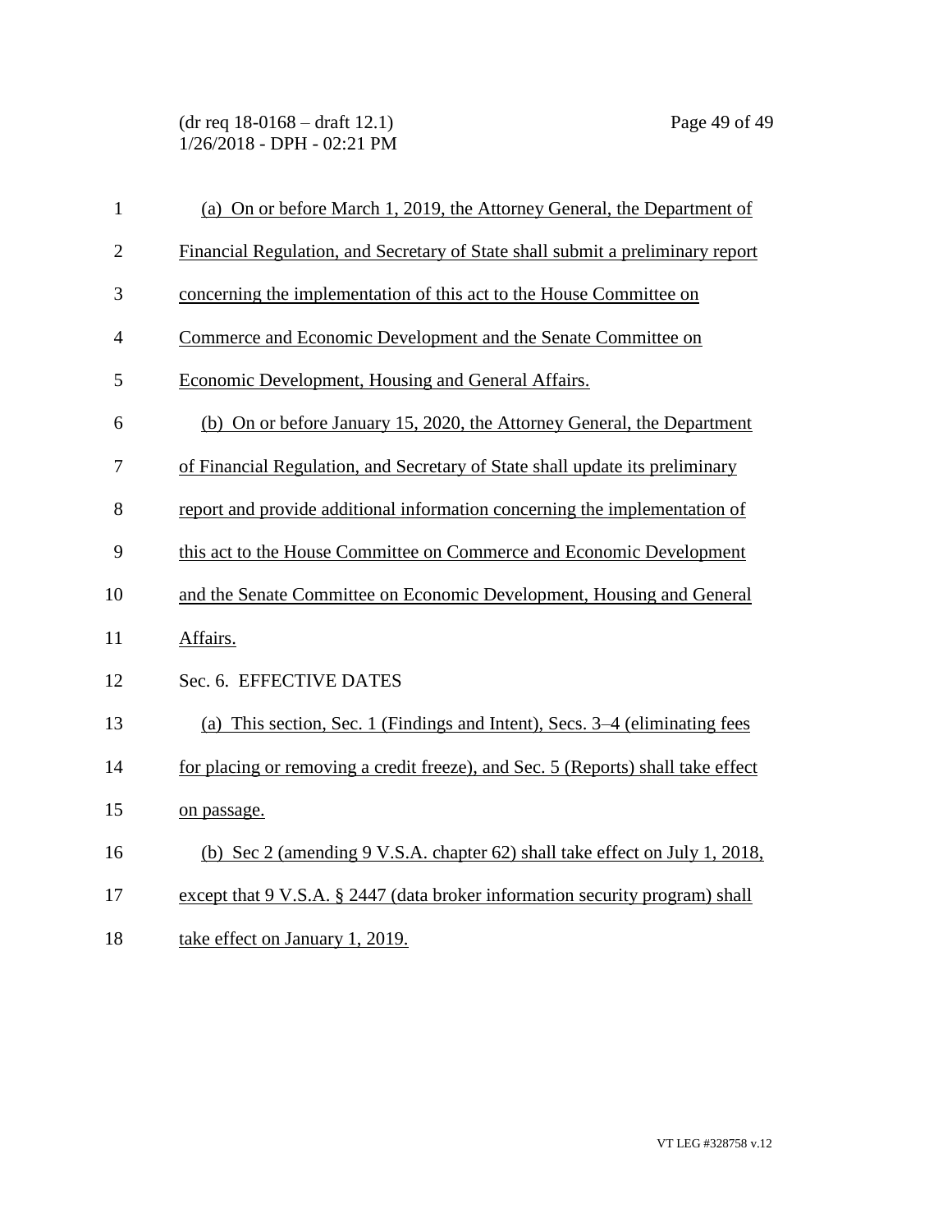(a) On or before March 1, 2019, the Attorney General, the Department of Financial Regulation, and Secretary of State shall submit a preliminary report concerning the implementation of this act to the House Committee on Commerce and Economic Development and the Senate Committee on Economic Development, Housing and General Affairs.

(b) On or before January 15, 2020, the Attorney General, the Department of Financial Regulation, and Secretary of State shall update its preliminary report and provide additional information concerning the implementation of this act to the House Committee on Commerce and Economic Development and the Senate Committee on Economic Development, Housing and General Affairs.

Sec. 6. EFFECTIVE DATES

(a) This section, Sec. 1 (Findings and Intent), Secs. 3–4 (eliminating fees for placing or removing a credit freeze), and Sec. 5 (Reports) shall take effect on passage.

(b) Sec 2 (amending 9 V.S.A. chapter 62) shall take effect on July 1, 2018, except that 9 V.S.A. § 2447 (data broker information security program) shall take effect on January 1, 2019.